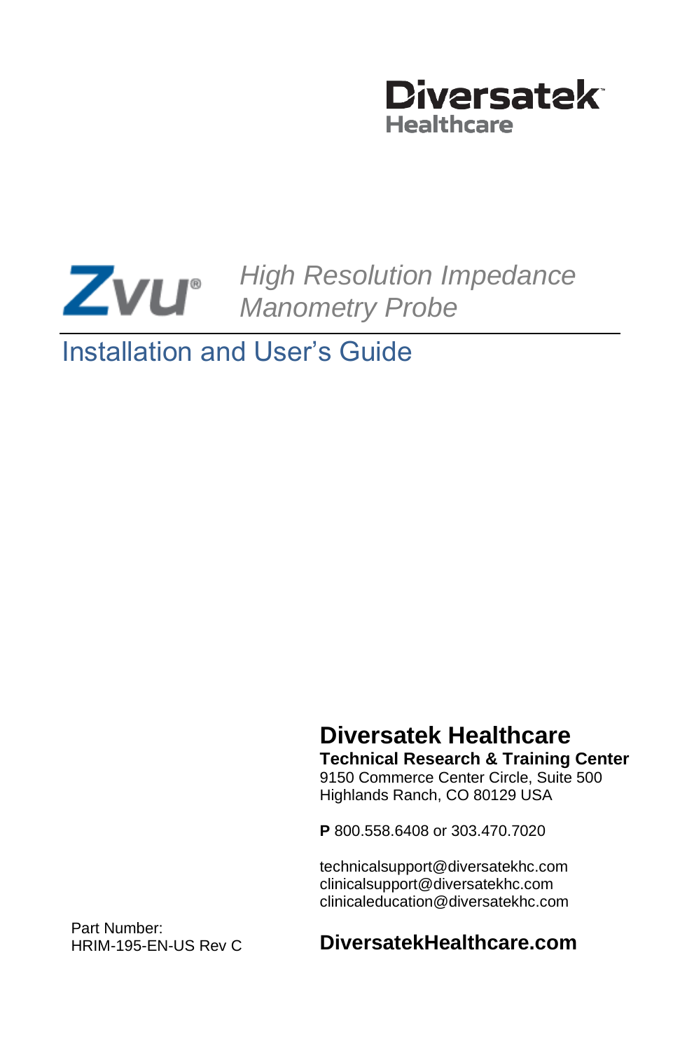**Diversatek**
**Healthcare**

# Zvu®

*High Resolution Impedance Manometry Probe*

## Installation and User's Guide

**Diversatek Healthcare**

**Technical Research & Training Center**
9150 Commerce Center Circle, Suite 500
Highlands Ranch, CO 80129 USA

**P** 800.558.6408 or 303.470.7020

technicalsupport@diversatekhc.com
clinicalsupport@diversatekhc.com
clinicaleducation@diversatekhc.com

**DiversatekHealthcare.com**

Part Number:
HRIM-195-EN-US Rev C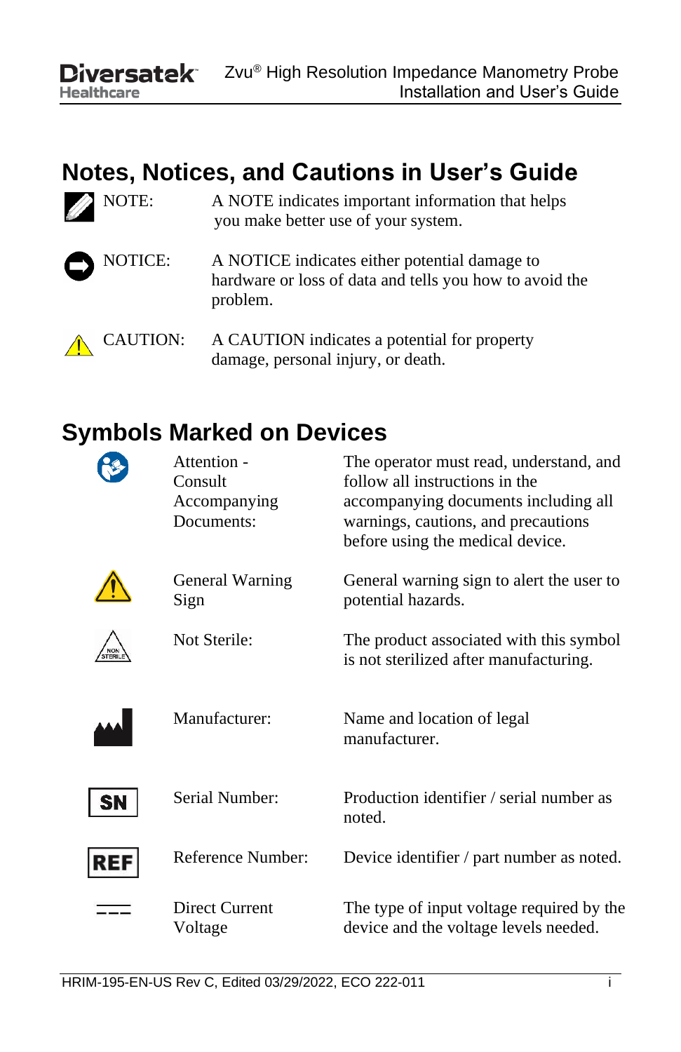## Notes, Notices, and Cautions in User's Guide

| | | |
|---|---|---|
| NOTE: | A NOTE indicates important information that helps you make better use of your system. |
| NOTICE: | A NOTICE indicates either potential damage to hardware or loss of data and tells you how to avoid the problem. |
| CAUTION: | A CAUTION indicates a potential for property damage, personal injury, or death. |

## Symbols Marked on Devices

| | | |
|---|---|---|
| Attention - Consult Accompanying Documents: | The operator must read, understand, and follow all instructions in the accompanying documents including all warnings, cautions, and precautions before using the medical device. |
| General Warning Sign | General warning sign to alert the user to potential hazards. |
| Not Sterile: | The product associated with this symbol is not sterilized after manufacturing. |
| Manufacturer: | Name and location of legal manufacturer. |
| SN | Serial Number: | Production identifier / serial number as noted. |
| REF | Reference Number: | Device identifier / part number as noted. |
| Direct Current Voltage | The type of input voltage required by the device and the voltage levels needed. |

HRIM-195-EN-US Rev C, Edited 03/29/2022, ECO 222-011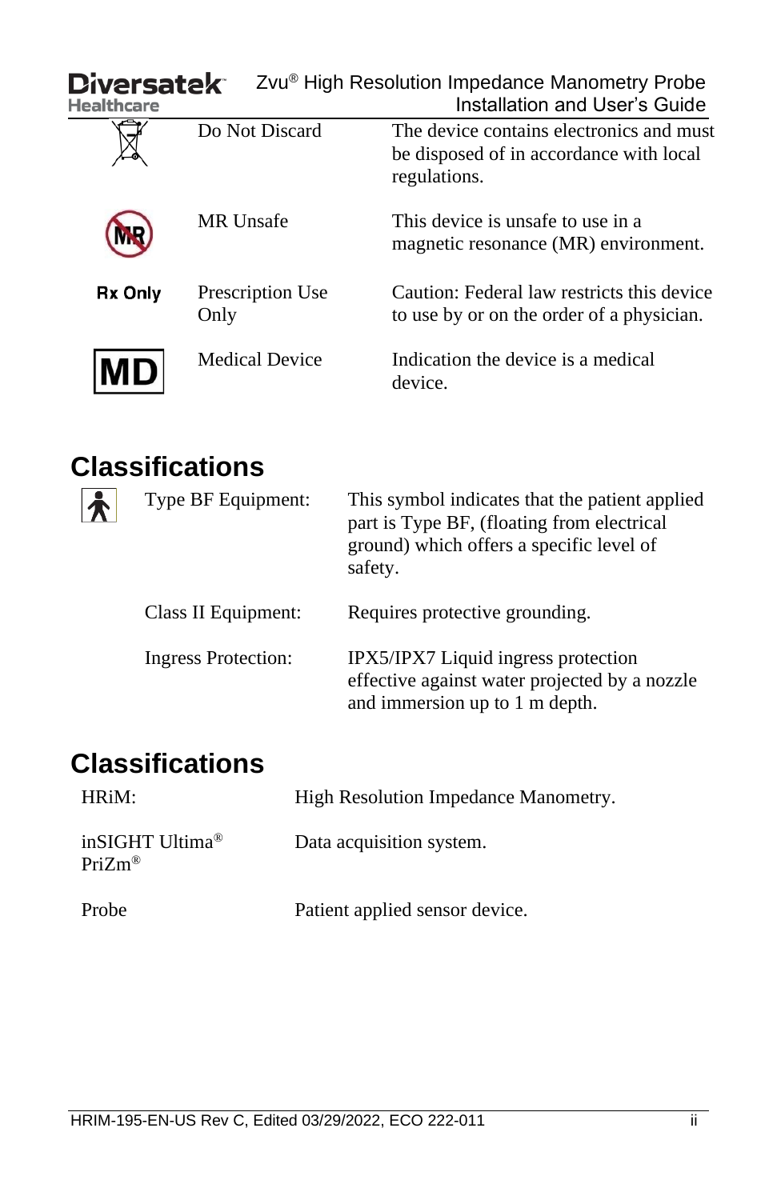| Symbol | Name | Description |
|---|---|---|
| | Do Not Discard | The device contains electronics and must be disposed of in accordance with local regulations. |
| MR | MR Unsafe | This device is unsafe to use in a magnetic resonance (MR) environment. |
| Rx Only | Prescription Use Only | Caution: Federal law restricts this device to use by or on the order of a physician. |
| MD | Medical Device | Indication the device is a medical device. |

## Classifications

| Symbol | Classification | Description |
|---|---|---|
| | Type BF Equipment: | This symbol indicates that the patient applied part is Type BF, (floating from electrical ground) which offers a specific level of safety. |
| | Class II Equipment: | Requires protective grounding. |
| | Ingress Protection: | IPX5/IPX7 Liquid ingress protection effective against water projected by a nozzle and immersion up to 1 m depth. |

## Classifications

| Term | Description |
|---|---|
| HRiM: | High Resolution Impedance Manometry. |
| inSIGHT Ultima® PriZm® | Data acquisition system. |
| Probe | Patient applied sensor device. |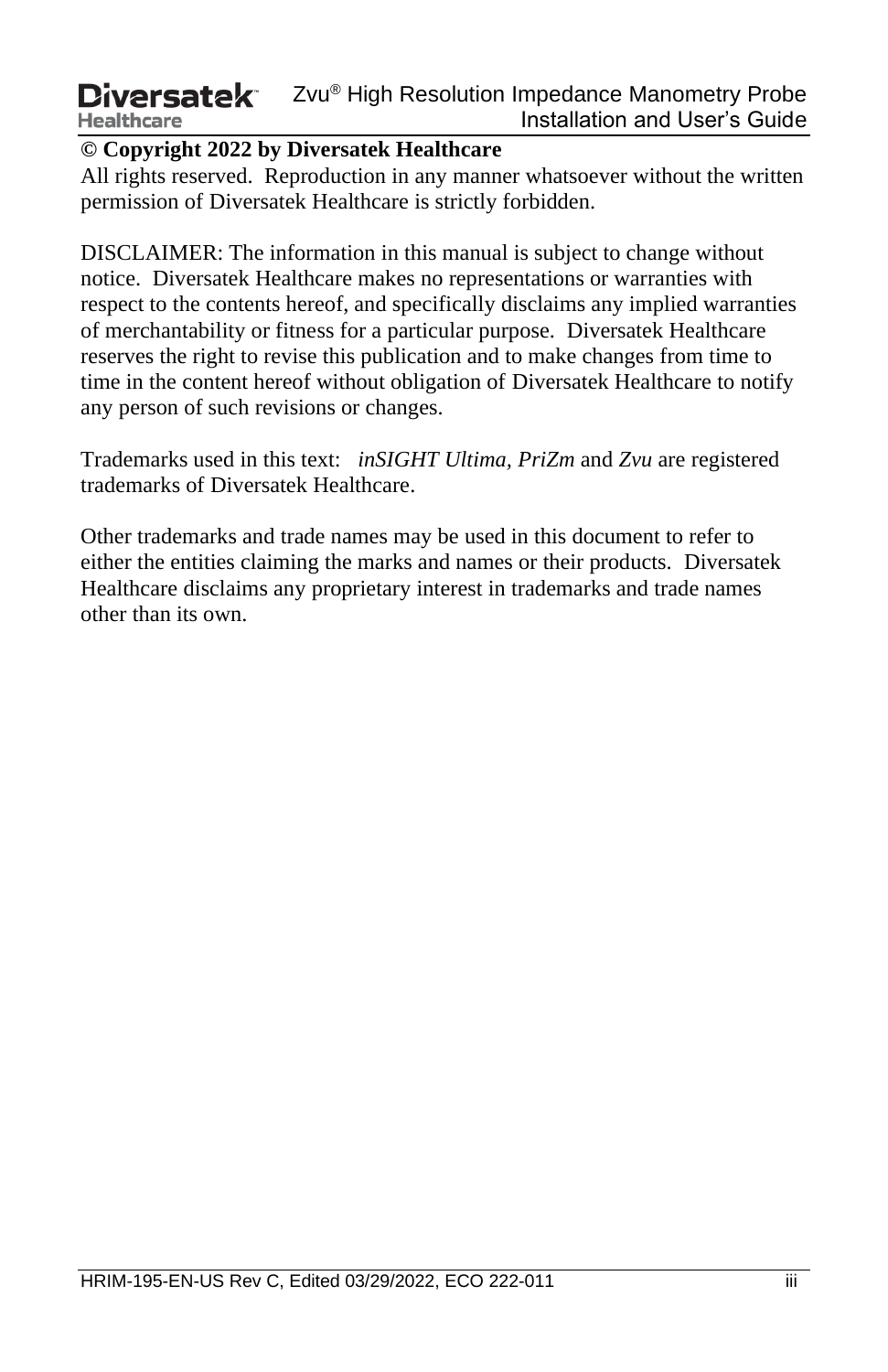**© Copyright 2022 by Diversatek Healthcare**

All rights reserved. Reproduction in any manner whatsoever without the written permission of Diversatek Healthcare is strictly forbidden.

DISCLAIMER: The information in this manual is subject to change without notice. Diversatek Healthcare makes no representations or warranties with respect to the contents hereof, and specifically disclaims any implied warranties of merchantability or fitness for a particular purpose. Diversatek Healthcare reserves the right to revise this publication and to make changes from time to time in the content hereof without obligation of Diversatek Healthcare to notify any person of such revisions or changes.

Trademarks used in this text: *inSIGHT Ultima, PriZm* and *Zvu* are registered trademarks of Diversatek Healthcare.

Other trademarks and trade names may be used in this document to refer to either the entities claiming the marks and names or their products. Diversatek Healthcare disclaims any proprietary interest in trademarks and trade names other than its own.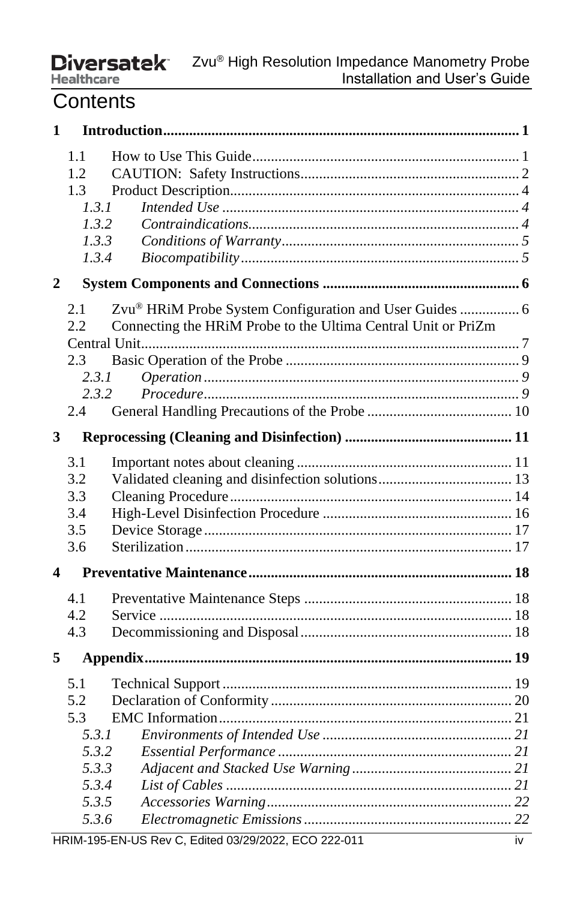# Contents

**1 Introduction** ........................................................................................ **1**

- 1.1 How to Use This Guide ........................................................................ 1
- 1.2 CAUTION: Safety Instructions ............................................................ 2
- 1.3 Product Description ............................................................................ 4
  - *1.3.1 Intended Use* ................................................................................ *4*
  - *1.3.2 Contraindications* ......................................................................... *4*
  - *1.3.3 Conditions of Warranty* ................................................................ *5*
  - *1.3.4 Biocompatibility* ........................................................................... *5*

**2 System Components and Connections** ................................................ **6**

- 2.1 Zvu® HRiM Probe System Configuration and User Guides ................ 6
- 2.2 Connecting the HRiM Probe to the Ultima Central Unit or PriZm Central Unit ........................................................................................ 7
- 2.3 Basic Operation of the Probe .............................................................. 9
  - *2.3.1 Operation* ..................................................................................... *9*
  - *2.3.2 Procedure* .................................................................................... *9*
- 2.4 General Handling Precautions of the Probe ...................................... 10

**3 Reprocessing (Cleaning and Disinfection)** ........................................ **11**

- 3.1 Important notes about cleaning ......................................................... 11
- 3.2 Validated cleaning and disinfection solutions ................................... 13
- 3.3 Cleaning Procedure ........................................................................... 14
- 3.4 High-Level Disinfection Procedure .................................................. 16
- 3.5 Device Storage .................................................................................. 17
- 3.6 Sterilization ....................................................................................... 17

**4 Preventative Maintenance** ................................................................... **18**

- 4.1 Preventative Maintenance Steps ....................................................... 18
- 4.2 Service .............................................................................................. 18
- 4.3 Decommissioning and Disposal ........................................................ 18

**5 Appendix** ............................................................................................. **19**

- 5.1 Technical Support ............................................................................. 19
- 5.2 Declaration of Conformity ................................................................ 20
- 5.3 EMC Information .............................................................................. 21
  - *5.3.1 Environments of Intended Use* .................................................... *21*
  - *5.3.2 Essential Performance* ................................................................ *21*
  - *5.3.3 Adjacent and Stacked Use Warning* ............................................ *21*
  - *5.3.4 List of Cables* ............................................................................. *21*
  - *5.3.5 Accessories Warning* ................................................................... *22*
  - *5.3.6 Electromagnetic Emissions* ......................................................... *22*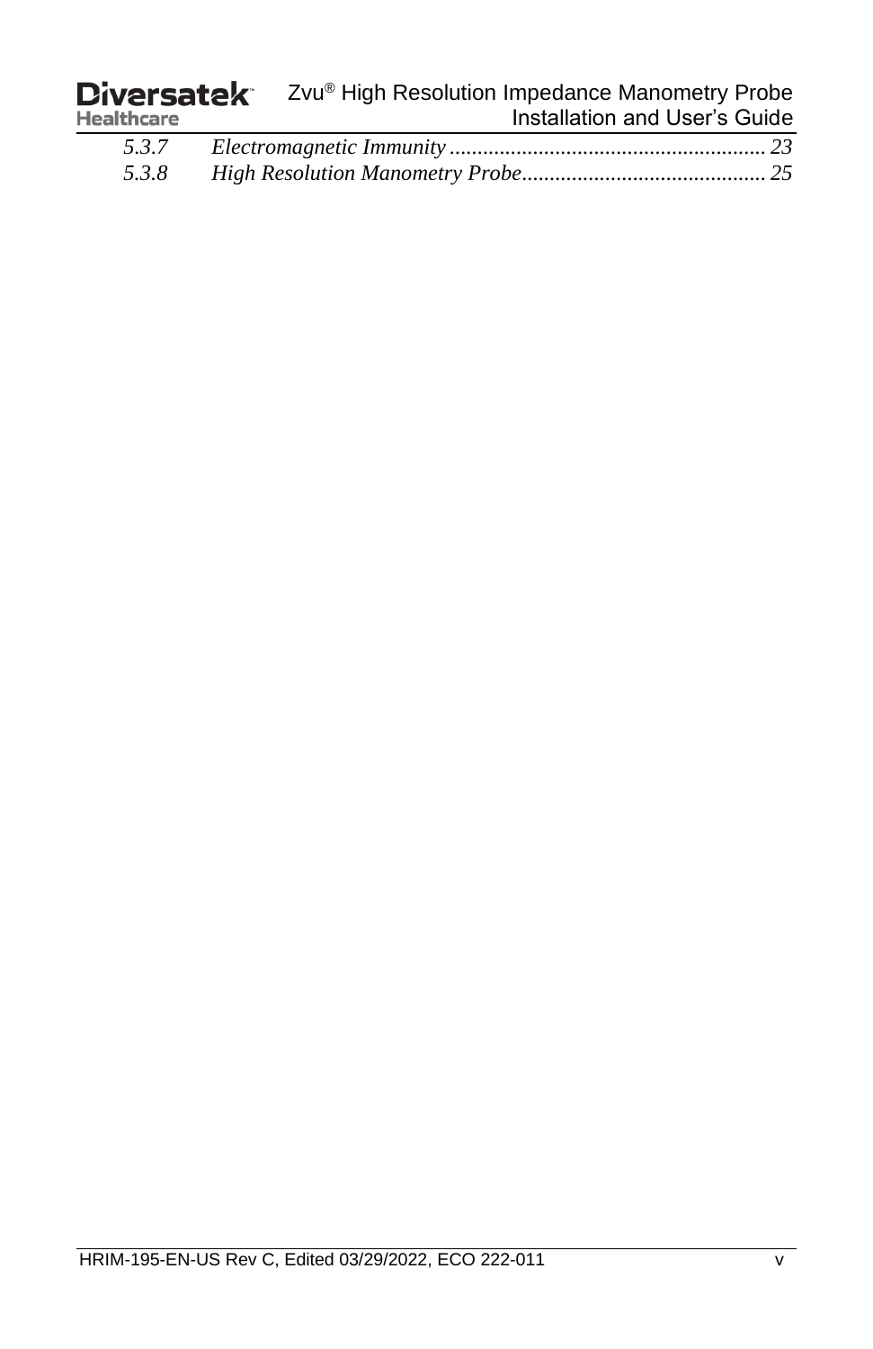*5.3.7 Electromagnetic Immunity ........................................................ 23*

*5.3.8 High Resolution Manometry Probe........................................... 25*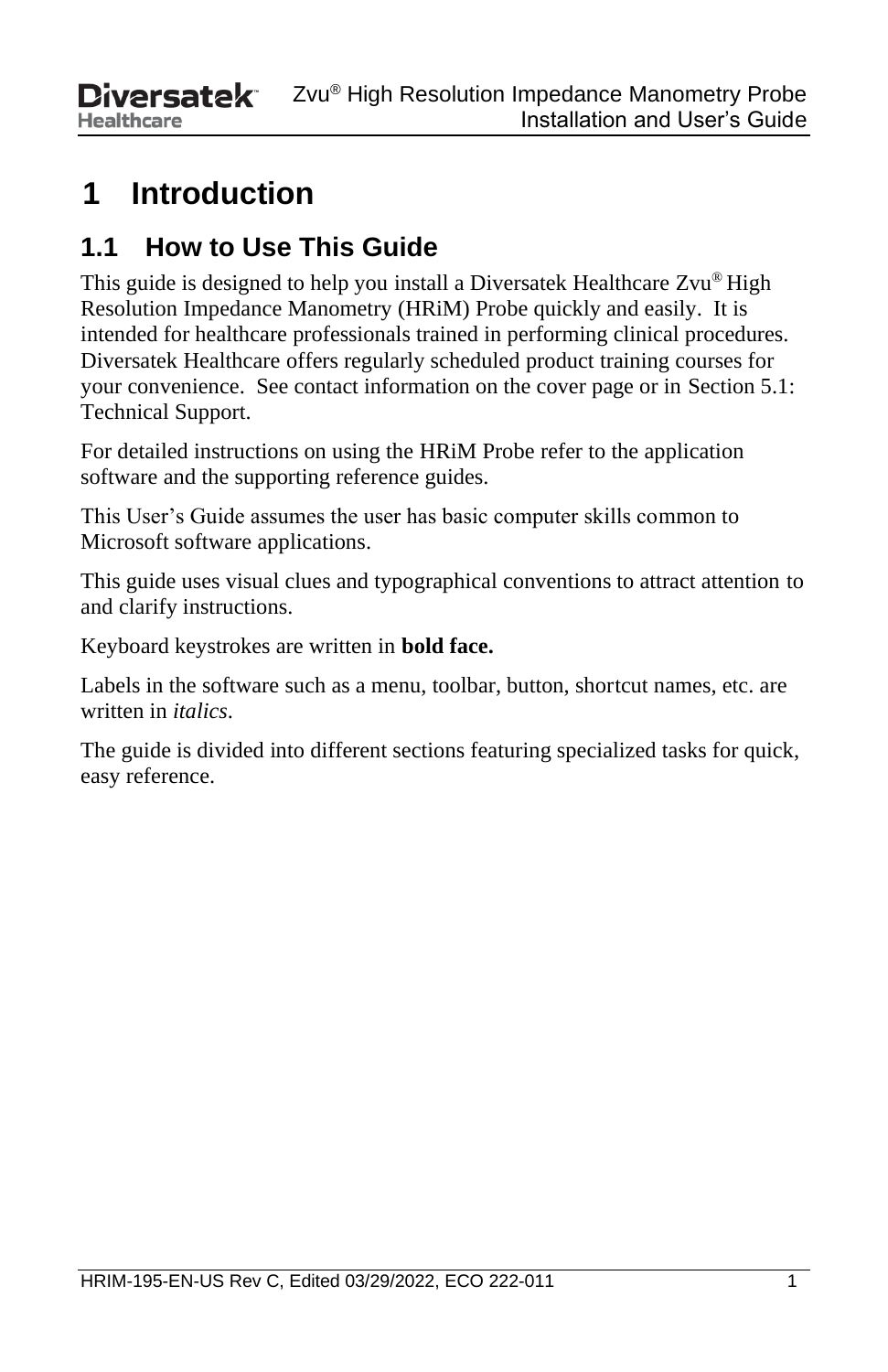# 1 Introduction

## 1.1 How to Use This Guide

This guide is designed to help you install a Diversatek Healthcare Zvu® High Resolution Impedance Manometry (HRiM) Probe quickly and easily. It is intended for healthcare professionals trained in performing clinical procedures. Diversatek Healthcare offers regularly scheduled product training courses for your convenience. See contact information on the cover page or in Section 5.1: Technical Support.

For detailed instructions on using the HRiM Probe refer to the application software and the supporting reference guides.

This User's Guide assumes the user has basic computer skills common to Microsoft software applications.

This guide uses visual clues and typographical conventions to attract attention to and clarify instructions.

Keyboard keystrokes are written in **bold face.**

Labels in the software such as a menu, toolbar, button, shortcut names, etc. are written in *italics*.

The guide is divided into different sections featuring specialized tasks for quick, easy reference.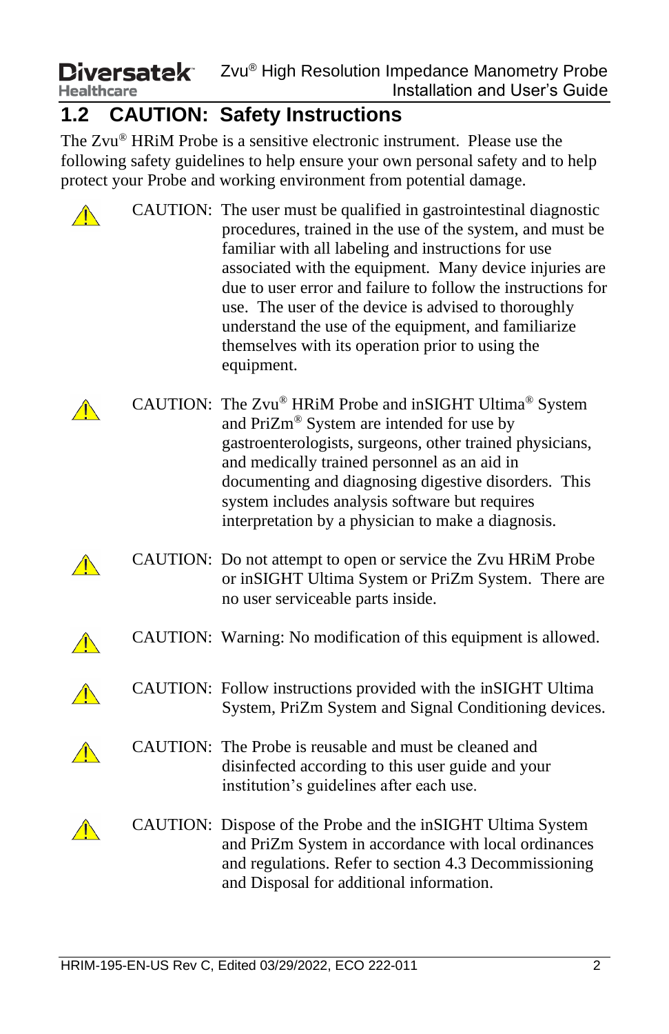## 1.2 CAUTION: Safety Instructions

The Zvu® HRiM Probe is a sensitive electronic instrument. Please use the following safety guidelines to help ensure your own personal safety and to help protect your Probe and working environment from potential damage.

⚠ CAUTION: The user must be qualified in gastrointestinal diagnostic procedures, trained in the use of the system, and must be familiar with all labeling and instructions for use associated with the equipment. Many device injuries are due to user error and failure to follow the instructions for use. The user of the device is advised to thoroughly understand the use of the equipment, and familiarize themselves with its operation prior to using the equipment.

⚠ CAUTION: The Zvu® HRiM Probe and inSIGHT Ultima® System and PriZm® System are intended for use by gastroenterologists, surgeons, other trained physicians, and medically trained personnel as an aid in documenting and diagnosing digestive disorders. This system includes analysis software but requires interpretation by a physician to make a diagnosis.

⚠ CAUTION: Do not attempt to open or service the Zvu HRiM Probe or inSIGHT Ultima System or PriZm System. There are no user serviceable parts inside.

⚠ CAUTION: Warning: No modification of this equipment is allowed.

⚠ CAUTION: Follow instructions provided with the inSIGHT Ultima System, PriZm System and Signal Conditioning devices.

⚠ CAUTION: The Probe is reusable and must be cleaned and disinfected according to this user guide and your institution's guidelines after each use.

⚠ CAUTION: Dispose of the Probe and the inSIGHT Ultima System and PriZm System in accordance with local ordinances and regulations. Refer to section 4.3 Decommissioning and Disposal for additional information.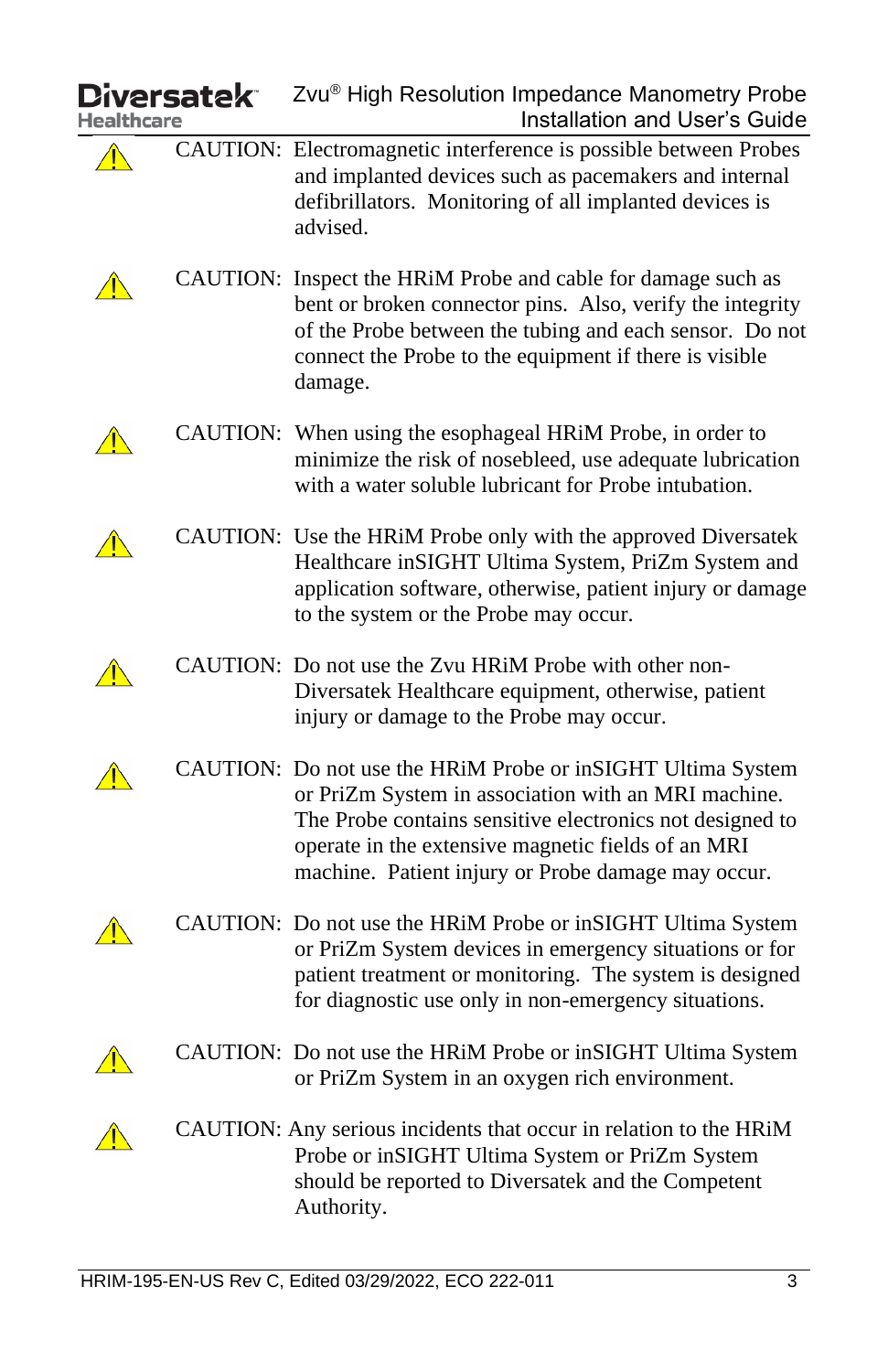⚠ CAUTION: Electromagnetic interference is possible between Probes and implanted devices such as pacemakers and internal defibrillators. Monitoring of all implanted devices is advised.

⚠ CAUTION: Inspect the HRiM Probe and cable for damage such as bent or broken connector pins. Also, verify the integrity of the Probe between the tubing and each sensor. Do not connect the Probe to the equipment if there is visible damage.

⚠ CAUTION: When using the esophageal HRiM Probe, in order to minimize the risk of nosebleed, use adequate lubrication with a water soluble lubricant for Probe intubation.

⚠ CAUTION: Use the HRiM Probe only with the approved Diversatek Healthcare inSIGHT Ultima System, PriZm System and application software, otherwise, patient injury or damage to the system or the Probe may occur.

⚠ CAUTION: Do not use the Zvu HRiM Probe with other non-Diversatek Healthcare equipment, otherwise, patient injury or damage to the Probe may occur.

⚠ CAUTION: Do not use the HRiM Probe or inSIGHT Ultima System or PriZm System in association with an MRI machine. The Probe contains sensitive electronics not designed to operate in the extensive magnetic fields of an MRI machine. Patient injury or Probe damage may occur.

⚠ CAUTION: Do not use the HRiM Probe or inSIGHT Ultima System or PriZm System devices in emergency situations or for patient treatment or monitoring. The system is designed for diagnostic use only in non-emergency situations.

⚠ CAUTION: Do not use the HRiM Probe or inSIGHT Ultima System or PriZm System in an oxygen rich environment.

⚠ CAUTION: Any serious incidents that occur in relation to the HRiM Probe or inSIGHT Ultima System or PriZm System should be reported to Diversatek and the Competent Authority.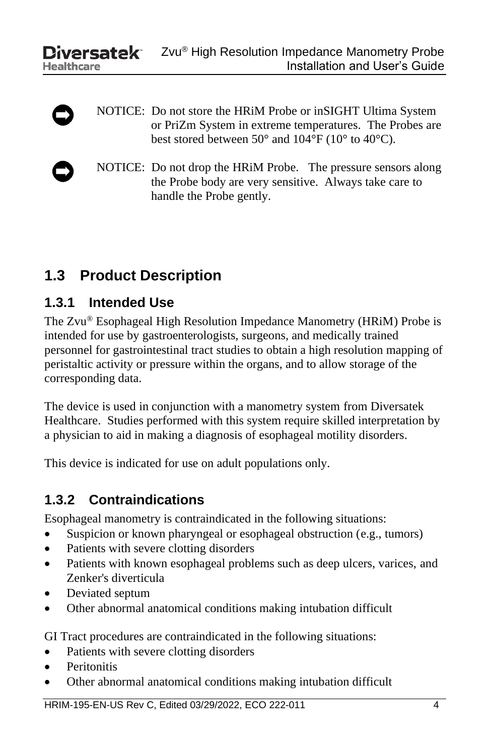NOTICE: Do not store the HRiM Probe or inSIGHT Ultima System or PriZm System in extreme temperatures. The Probes are best stored between 50° and 104°F (10° to 40°C).

NOTICE: Do not drop the HRiM Probe. The pressure sensors along the Probe body are very sensitive. Always take care to handle the Probe gently.

## 1.3 Product Description

### 1.3.1 Intended Use

The Zvu® Esophageal High Resolution Impedance Manometry (HRiM) Probe is intended for use by gastroenterologists, surgeons, and medically trained personnel for gastrointestinal tract studies to obtain a high resolution mapping of peristaltic activity or pressure within the organs, and to allow storage of the corresponding data.

The device is used in conjunction with a manometry system from Diversatek Healthcare. Studies performed with this system require skilled interpretation by a physician to aid in making a diagnosis of esophageal motility disorders.

This device is indicated for use on adult populations only.

### 1.3.2 Contraindications

Esophageal manometry is contraindicated in the following situations:

- Suspicion or known pharyngeal or esophageal obstruction (e.g., tumors)
- Patients with severe clotting disorders
- Patients with known esophageal problems such as deep ulcers, varices, and Zenker's diverticula
- Deviated septum
- Other abnormal anatomical conditions making intubation difficult

GI Tract procedures are contraindicated in the following situations:

- Patients with severe clotting disorders
- Peritonitis
- Other abnormal anatomical conditions making intubation difficult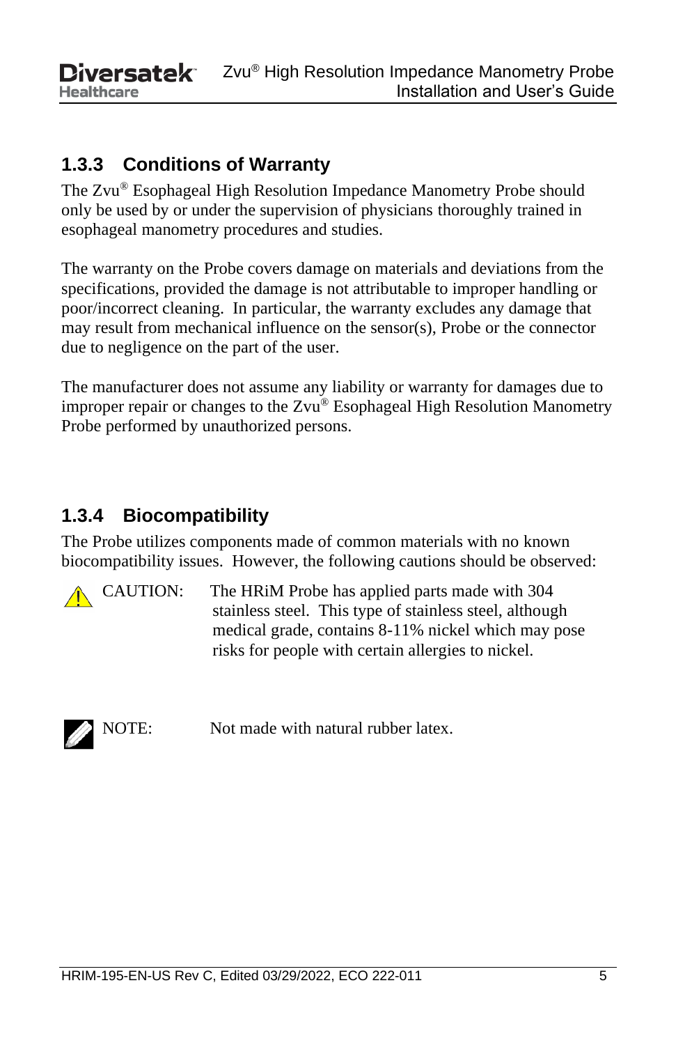### 1.3.3 Conditions of Warranty

The Zvu® Esophageal High Resolution Impedance Manometry Probe should only be used by or under the supervision of physicians thoroughly trained in esophageal manometry procedures and studies.

The warranty on the Probe covers damage on materials and deviations from the specifications, provided the damage is not attributable to improper handling or poor/incorrect cleaning. In particular, the warranty excludes any damage that may result from mechanical influence on the sensor(s), Probe or the connector due to negligence on the part of the user.

The manufacturer does not assume any liability or warranty for damages due to improper repair or changes to the Zvu® Esophageal High Resolution Manometry Probe performed by unauthorized persons.

### 1.3.4 Biocompatibility

The Probe utilizes components made of common materials with no known biocompatibility issues. However, the following cautions should be observed:

CAUTION: The HRiM Probe has applied parts made with 304 stainless steel. This type of stainless steel, although medical grade, contains 8-11% nickel which may pose risks for people with certain allergies to nickel.

NOTE: Not made with natural rubber latex.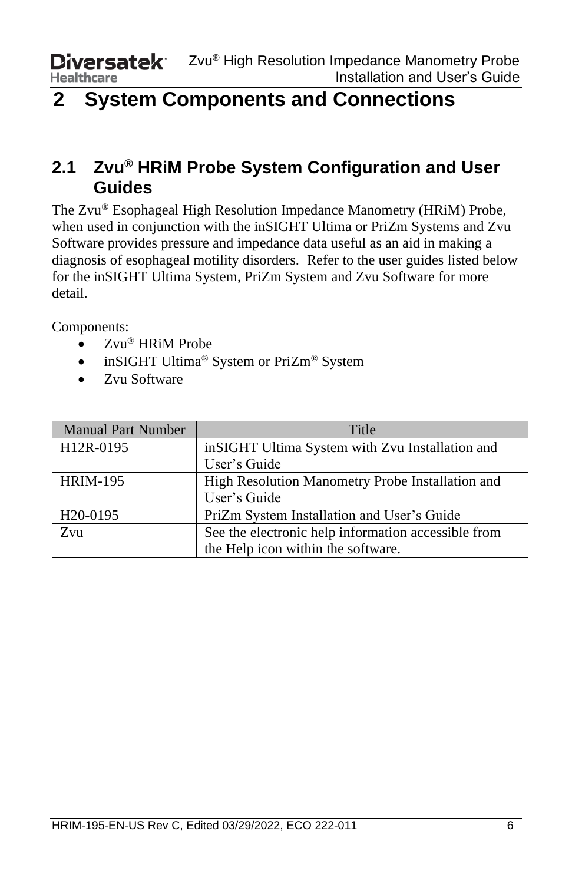# 2 System Components and Connections

## 2.1 Zvu® HRiM Probe System Configuration and User Guides

The Zvu® Esophageal High Resolution Impedance Manometry (HRiM) Probe, when used in conjunction with the inSIGHT Ultima or PriZm Systems and Zvu Software provides pressure and impedance data useful as an aid in making a diagnosis of esophageal motility disorders. Refer to the user guides listed below for the inSIGHT Ultima System, PriZm System and Zvu Software for more detail.

Components:

- Zvu® HRiM Probe
- inSIGHT Ultima® System or PriZm® System
- Zvu Software

| Manual Part Number | Title |
|---|---|
| H12R-0195 | inSIGHT Ultima System with Zvu Installation and User's Guide |
| HRIM-195 | High Resolution Manometry Probe Installation and User's Guide |
| H20-0195 | PriZm System Installation and User's Guide |
| Zvu | See the electronic help information accessible from the Help icon within the software. |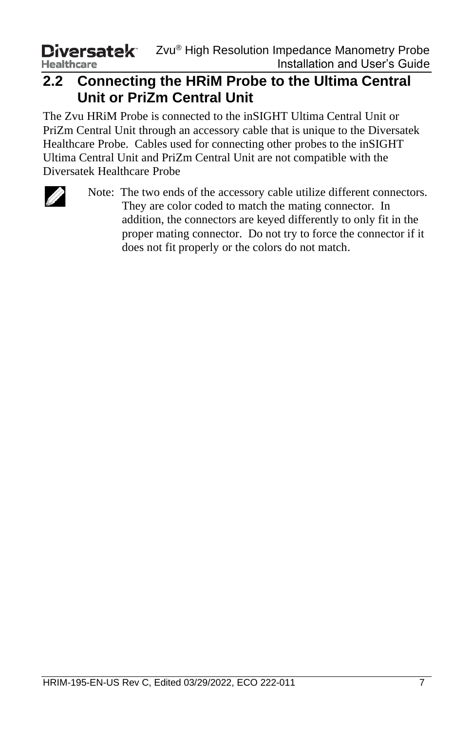## 2.2 Connecting the HRiM Probe to the Ultima Central Unit or PriZm Central Unit

The Zvu HRiM Probe is connected to the inSIGHT Ultima Central Unit or PriZm Central Unit through an accessory cable that is unique to the Diversatek Healthcare Probe. Cables used for connecting other probes to the inSIGHT Ultima Central Unit and PriZm Central Unit are not compatible with the Diversatek Healthcare Probe

Note: The two ends of the accessory cable utilize different connectors. They are color coded to match the mating connector. In addition, the connectors are keyed differently to only fit in the proper mating connector. Do not try to force the connector if it does not fit properly or the colors do not match.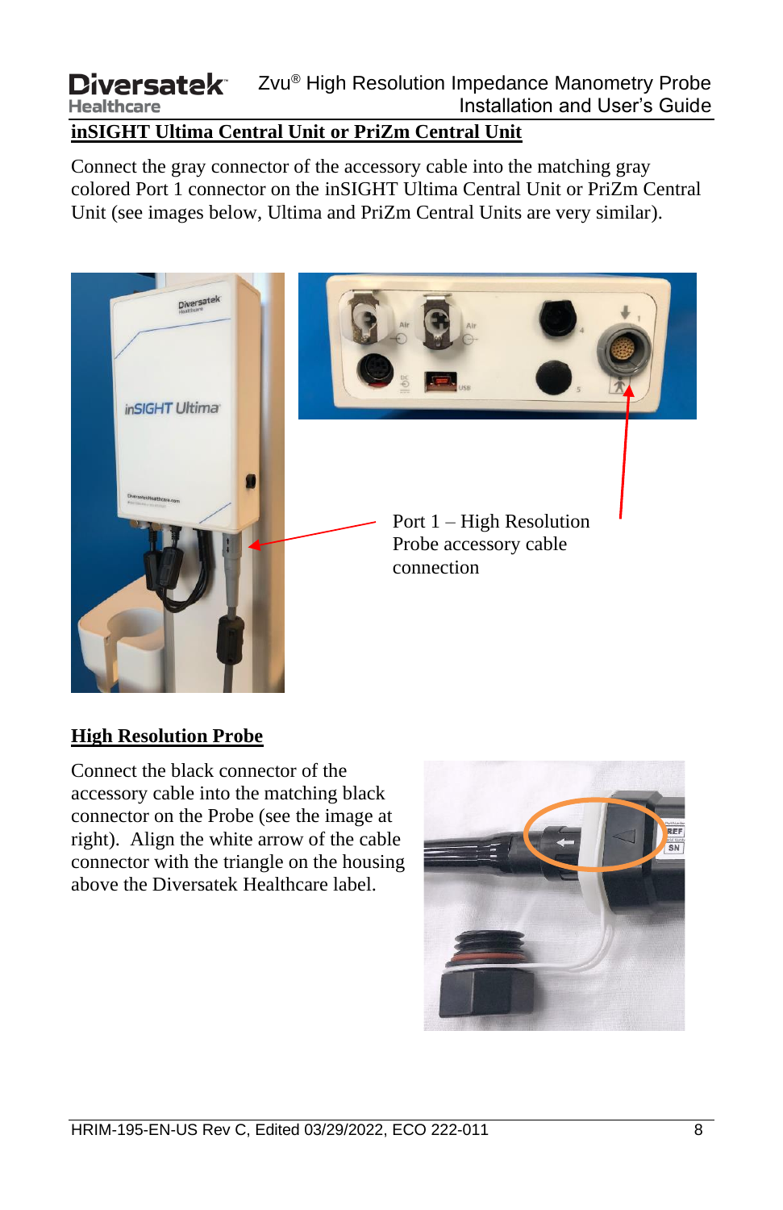## inSIGHT Ultima Central Unit or PriZm Central Unit

Connect the gray connector of the accessory cable into the matching gray colored Port 1 connector on the inSIGHT Ultima Central Unit or PriZm Central Unit (see images below, Ultima and PriZm Central Units are very similar).

Port 1 – High Resolution Probe accessory cable connection

## High Resolution Probe

Connect the black connector of the accessory cable into the matching black connector on the Probe (see the image at right). Align the white arrow of the cable connector with the triangle on the housing above the Diversatek Healthcare label.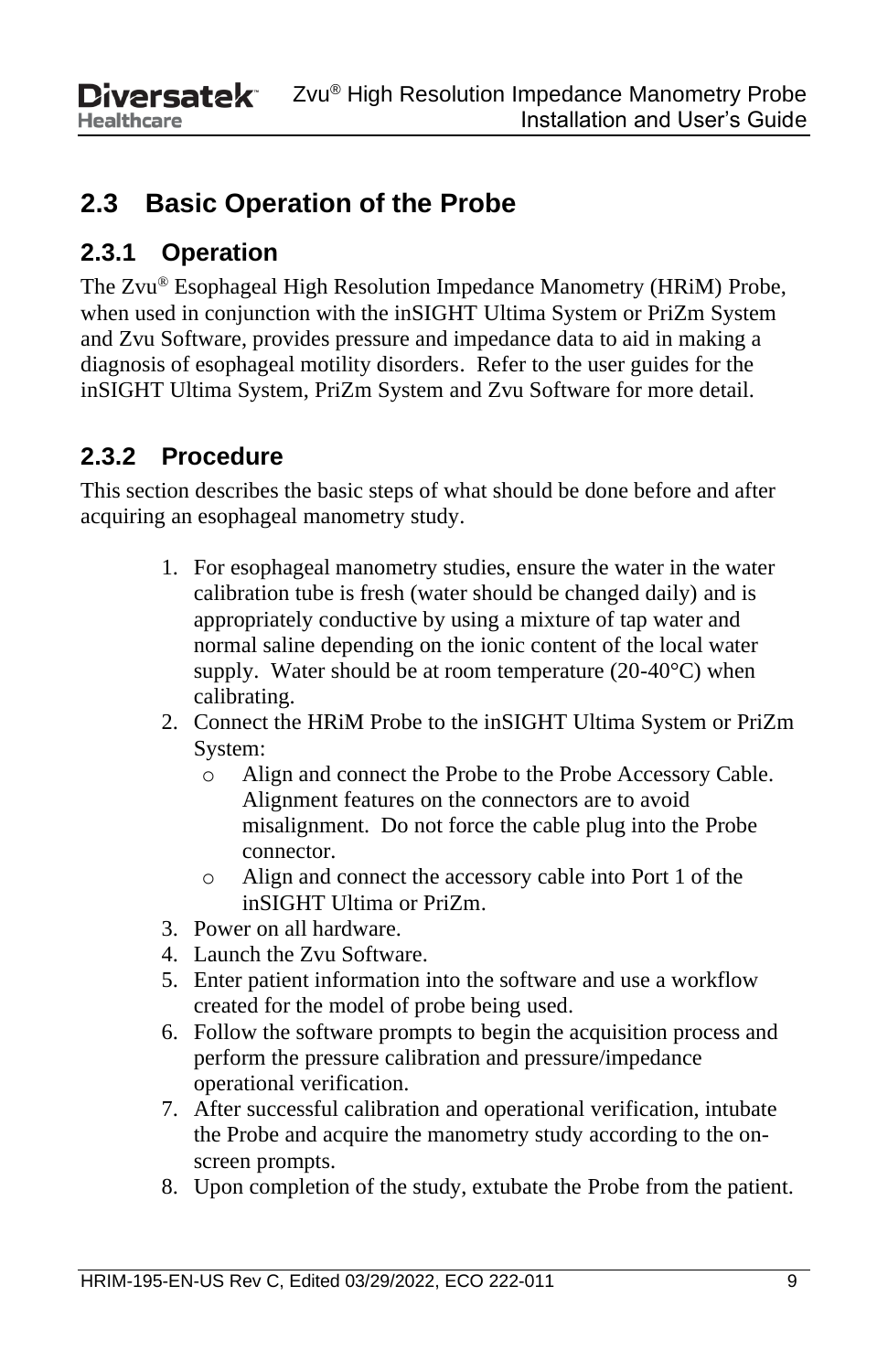## 2.3 Basic Operation of the Probe

### 2.3.1 Operation

The Zvu® Esophageal High Resolution Impedance Manometry (HRiM) Probe, when used in conjunction with the inSIGHT Ultima System or PriZm System and Zvu Software, provides pressure and impedance data to aid in making a diagnosis of esophageal motility disorders. Refer to the user guides for the inSIGHT Ultima System, PriZm System and Zvu Software for more detail.

### 2.3.2 Procedure

This section describes the basic steps of what should be done before and after acquiring an esophageal manometry study.

1. For esophageal manometry studies, ensure the water in the water calibration tube is fresh (water should be changed daily) and is appropriately conductive by using a mixture of tap water and normal saline depending on the ionic content of the local water supply. Water should be at room temperature (20-40°C) when calibrating.
2. Connect the HRiM Probe to the inSIGHT Ultima System or PriZm System:
   - Align and connect the Probe to the Probe Accessory Cable. Alignment features on the connectors are to avoid misalignment. Do not force the cable plug into the Probe connector.
   - Align and connect the accessory cable into Port 1 of the inSIGHT Ultima or PriZm.
3. Power on all hardware.
4. Launch the Zvu Software.
5. Enter patient information into the software and use a workflow created for the model of probe being used.
6. Follow the software prompts to begin the acquisition process and perform the pressure calibration and pressure/impedance operational verification.
7. After successful calibration and operational verification, intubate the Probe and acquire the manometry study according to the on-screen prompts.
8. Upon completion of the study, extubate the Probe from the patient.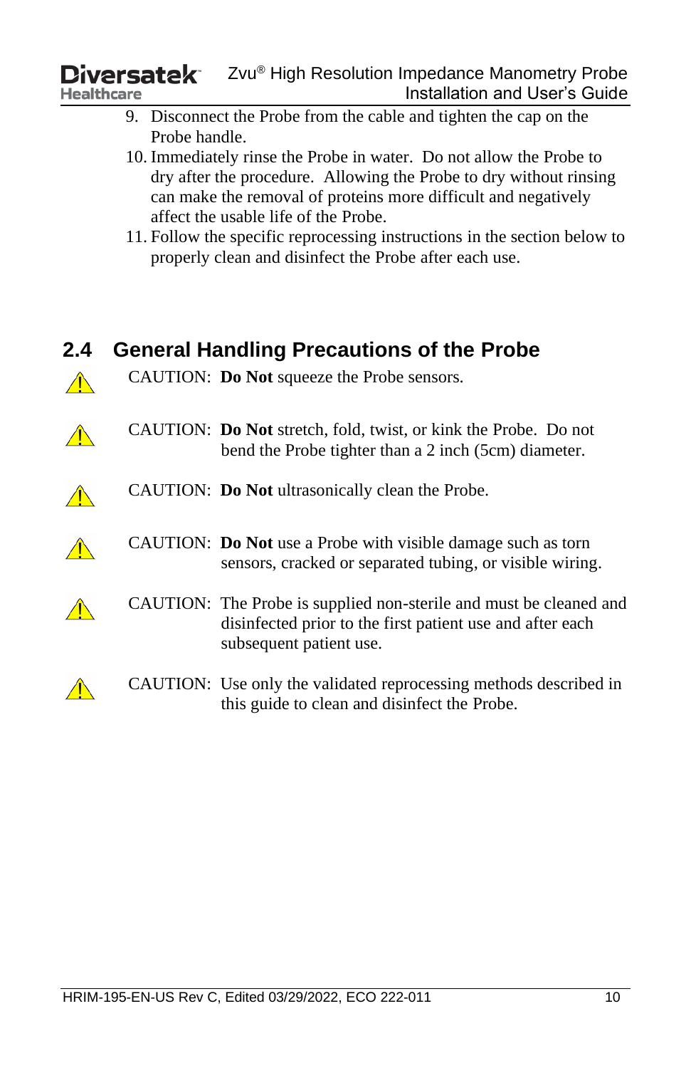9. Disconnect the Probe from the cable and tighten the cap on the Probe handle.
10. Immediately rinse the Probe in water. Do not allow the Probe to dry after the procedure. Allowing the Probe to dry without rinsing can make the removal of proteins more difficult and negatively affect the usable life of the Probe.
11. Follow the specific reprocessing instructions in the section below to properly clean and disinfect the Probe after each use.

## 2.4 General Handling Precautions of the Probe

⚠ CAUTION: **Do Not** squeeze the Probe sensors.

⚠ CAUTION: **Do Not** stretch, fold, twist, or kink the Probe. Do not bend the Probe tighter than a 2 inch (5cm) diameter.

⚠ CAUTION: **Do Not** ultrasonically clean the Probe.

⚠ CAUTION: **Do Not** use a Probe with visible damage such as torn sensors, cracked or separated tubing, or visible wiring.

⚠ CAUTION: The Probe is supplied non-sterile and must be cleaned and disinfected prior to the first patient use and after each subsequent patient use.

⚠ CAUTION: Use only the validated reprocessing methods described in this guide to clean and disinfect the Probe.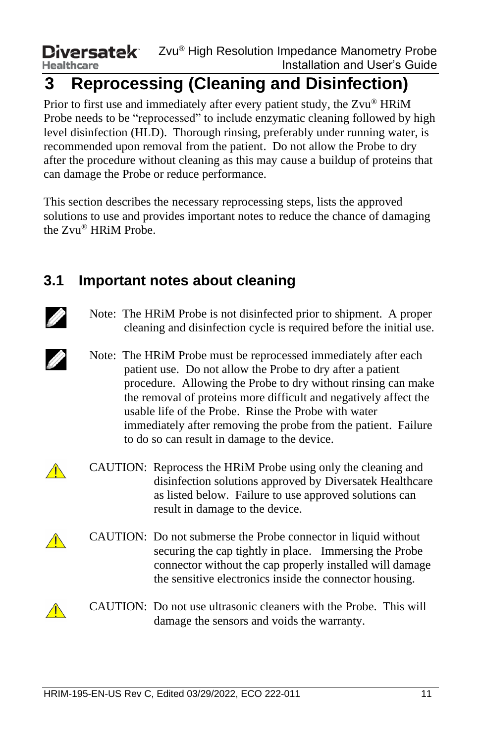# 3 Reprocessing (Cleaning and Disinfection)

Prior to first use and immediately after every patient study, the Zvu® HRiM Probe needs to be "reprocessed" to include enzymatic cleaning followed by high level disinfection (HLD). Thorough rinsing, preferably under running water, is recommended upon removal from the patient. Do not allow the Probe to dry after the procedure without cleaning as this may cause a buildup of proteins that can damage the Probe or reduce performance.

This section describes the necessary reprocessing steps, lists the approved solutions to use and provides important notes to reduce the chance of damaging the Zvu® HRiM Probe.

## 3.1 Important notes about cleaning

Note: The HRiM Probe is not disinfected prior to shipment. A proper cleaning and disinfection cycle is required before the initial use.

Note: The HRiM Probe must be reprocessed immediately after each patient use. Do not allow the Probe to dry after a patient procedure. Allowing the Probe to dry without rinsing can make the removal of proteins more difficult and negatively affect the usable life of the Probe. Rinse the Probe with water immediately after removing the probe from the patient. Failure to do so can result in damage to the device.

CAUTION: Reprocess the HRiM Probe using only the cleaning and disinfection solutions approved by Diversatek Healthcare as listed below. Failure to use approved solutions can result in damage to the device.

CAUTION: Do not submerse the Probe connector in liquid without securing the cap tightly in place. Immersing the Probe connector without the cap properly installed will damage the sensitive electronics inside the connector housing.

CAUTION: Do not use ultrasonic cleaners with the Probe. This will damage the sensors and voids the warranty.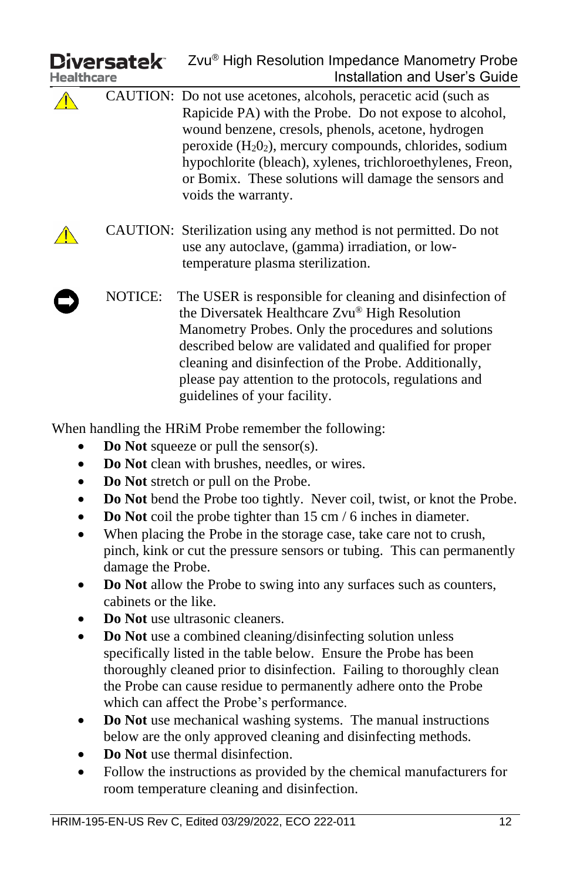CAUTION: Do not use acetones, alcohols, peracetic acid (such as Rapicide PA) with the Probe. Do not expose to alcohol, wound benzene, cresols, phenols, acetone, hydrogen peroxide ($H_2O_2$), mercury compounds, chlorides, sodium hypochlorite (bleach), xylenes, trichloroethylenes, Freon, or Bomix. These solutions will damage the sensors and voids the warranty.

CAUTION: Sterilization using any method is not permitted. Do not use any autoclave, (gamma) irradiation, or low-temperature plasma sterilization.

NOTICE: The USER is responsible for cleaning and disinfection of the Diversatek Healthcare Zvu® High Resolution Manometry Probes. Only the procedures and solutions described below are validated and qualified for proper cleaning and disinfection of the Probe. Additionally, please pay attention to the protocols, regulations and guidelines of your facility.

When handling the HRiM Probe remember the following:

- **Do Not** squeeze or pull the sensor(s).
- **Do Not** clean with brushes, needles, or wires.
- **Do Not** stretch or pull on the Probe.
- **Do Not** bend the Probe too tightly. Never coil, twist, or knot the Probe.
- **Do Not** coil the probe tighter than 15 cm / 6 inches in diameter.
- When placing the Probe in the storage case, take care not to crush, pinch, kink or cut the pressure sensors or tubing. This can permanently damage the Probe.
- **Do Not** allow the Probe to swing into any surfaces such as counters, cabinets or the like.
- **Do Not** use ultrasonic cleaners.
- **Do Not** use a combined cleaning/disinfecting solution unless specifically listed in the table below. Ensure the Probe has been thoroughly cleaned prior to disinfection. Failing to thoroughly clean the Probe can cause residue to permanently adhere onto the Probe which can affect the Probe's performance.
- **Do Not** use mechanical washing systems. The manual instructions below are the only approved cleaning and disinfecting methods.
- **Do Not** use thermal disinfection.
- Follow the instructions as provided by the chemical manufacturers for room temperature cleaning and disinfection.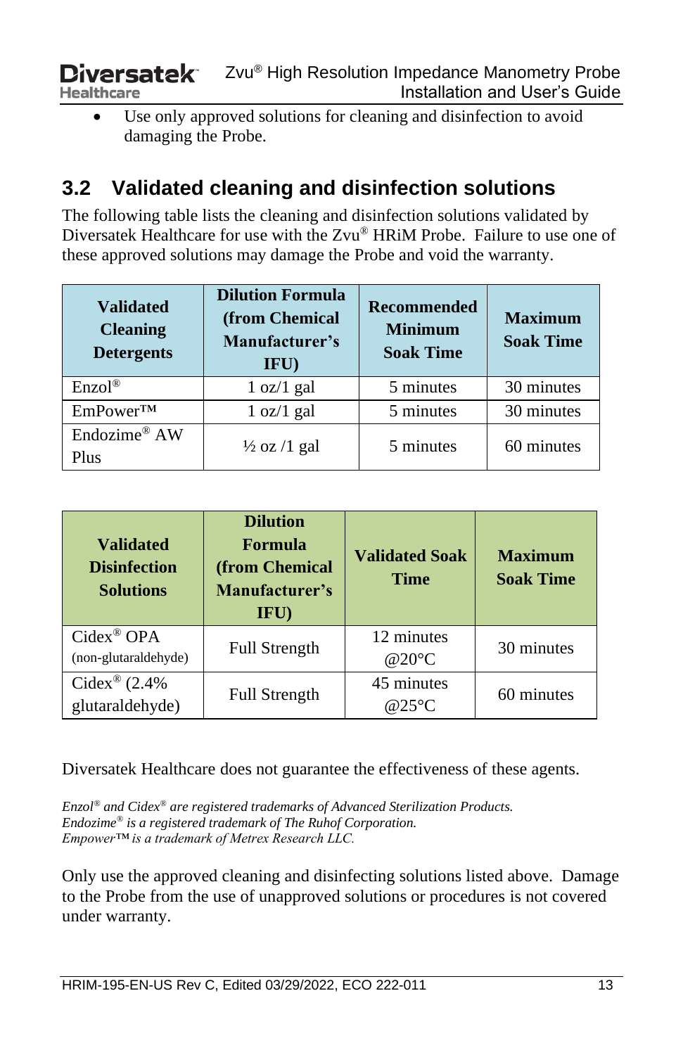- Use only approved solutions for cleaning and disinfection to avoid damaging the Probe.

## 3.2 Validated cleaning and disinfection solutions

The following table lists the cleaning and disinfection solutions validated by Diversatek Healthcare for use with the Zvu® HRiM Probe. Failure to use one of these approved solutions may damage the Probe and void the warranty.

| Validated Cleaning Detergents | Dilution Formula (from Chemical Manufacturer's IFU) | Recommended Minimum Soak Time | Maximum Soak Time |
|---|---|---|---|
| Enzol® | 1 oz/1 gal | 5 minutes | 30 minutes |
| EmPower™ | 1 oz/1 gal | 5 minutes | 30 minutes |
| Endozime® AW Plus | ½ oz /1 gal | 5 minutes | 60 minutes |

| Validated Disinfection Solutions | Dilution Formula (from Chemical Manufacturer's IFU) | Validated Soak Time | Maximum Soak Time |
|---|---|---|---|
| Cidex® OPA (non-glutaraldehyde) | Full Strength | 12 minutes @20°C | 30 minutes |
| Cidex® (2.4% glutaraldehyde) | Full Strength | 45 minutes @25°C | 60 minutes |

Diversatek Healthcare does not guarantee the effectiveness of these agents.

*Enzol® and Cidex® are registered trademarks of Advanced Sterilization Products.*
*Endozime® is a registered trademark of The Ruhof Corporation.*
*Empower™ is a trademark of Metrex Research LLC.*

Only use the approved cleaning and disinfecting solutions listed above. Damage to the Probe from the use of unapproved solutions or procedures is not covered under warranty.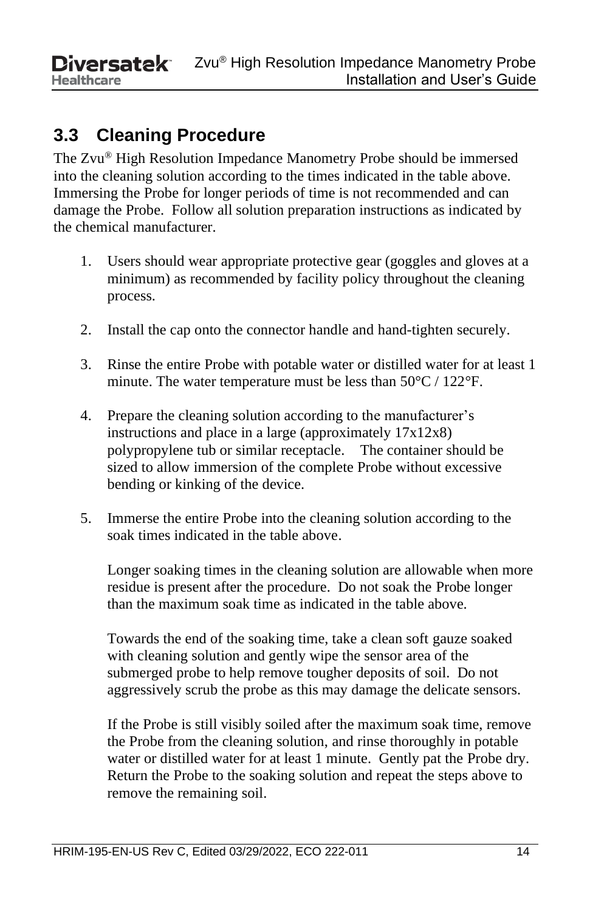## 3.3 Cleaning Procedure

The Zvu® High Resolution Impedance Manometry Probe should be immersed into the cleaning solution according to the times indicated in the table above. Immersing the Probe for longer periods of time is not recommended and can damage the Probe. Follow all solution preparation instructions as indicated by the chemical manufacturer.

1. Users should wear appropriate protective gear (goggles and gloves at a minimum) as recommended by facility policy throughout the cleaning process.

2. Install the cap onto the connector handle and hand-tighten securely.

3. Rinse the entire Probe with potable water or distilled water for at least 1 minute. The water temperature must be less than 50°C / 122°F.

4. Prepare the cleaning solution according to the manufacturer's instructions and place in a large (approximately 17x12x8) polypropylene tub or similar receptacle. The container should be sized to allow immersion of the complete Probe without excessive bending or kinking of the device.

5. Immerse the entire Probe into the cleaning solution according to the soak times indicated in the table above.

   Longer soaking times in the cleaning solution are allowable when more residue is present after the procedure. Do not soak the Probe longer than the maximum soak time as indicated in the table above.

   Towards the end of the soaking time, take a clean soft gauze soaked with cleaning solution and gently wipe the sensor area of the submerged probe to help remove tougher deposits of soil. Do not aggressively scrub the probe as this may damage the delicate sensors.

   If the Probe is still visibly soiled after the maximum soak time, remove the Probe from the cleaning solution, and rinse thoroughly in potable water or distilled water for at least 1 minute. Gently pat the Probe dry. Return the Probe to the soaking solution and repeat the steps above to remove the remaining soil.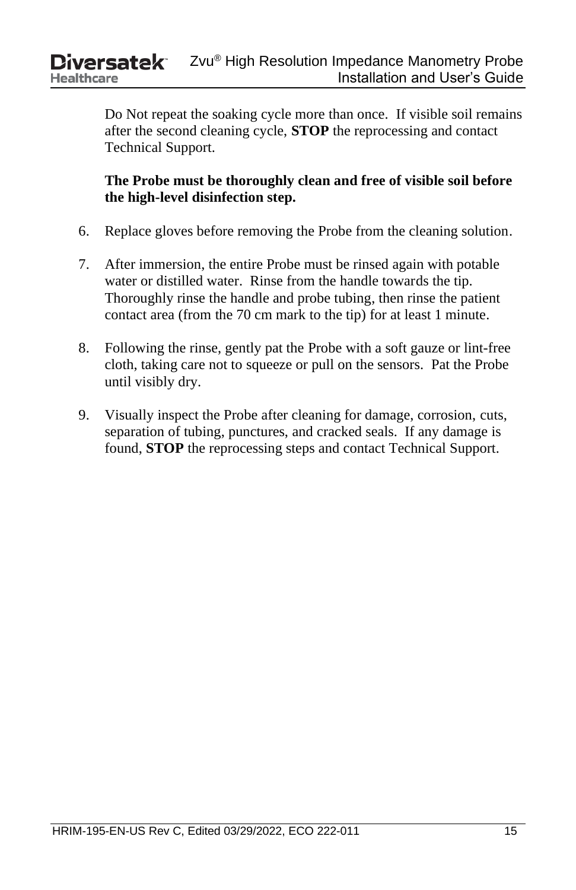Do Not repeat the soaking cycle more than once.  If visible soil remains after the second cleaning cycle, **STOP** the reprocessing and contact Technical Support.

**The Probe must be thoroughly clean and free of visible soil before the high-level disinfection step.**

6. Replace gloves before removing the Probe from the cleaning solution.

7. After immersion, the entire Probe must be rinsed again with potable water or distilled water.  Rinse from the handle towards the tip.  Thoroughly rinse the handle and probe tubing, then rinse the patient contact area (from the 70 cm mark to the tip) for at least 1 minute.

8. Following the rinse, gently pat the Probe with a soft gauze or lint-free cloth, taking care not to squeeze or pull on the sensors.  Pat the Probe until visibly dry.

9. Visually inspect the Probe after cleaning for damage, corrosion, cuts, separation of tubing, punctures, and cracked seals.  If any damage is found, **STOP** the reprocessing steps and contact Technical Support.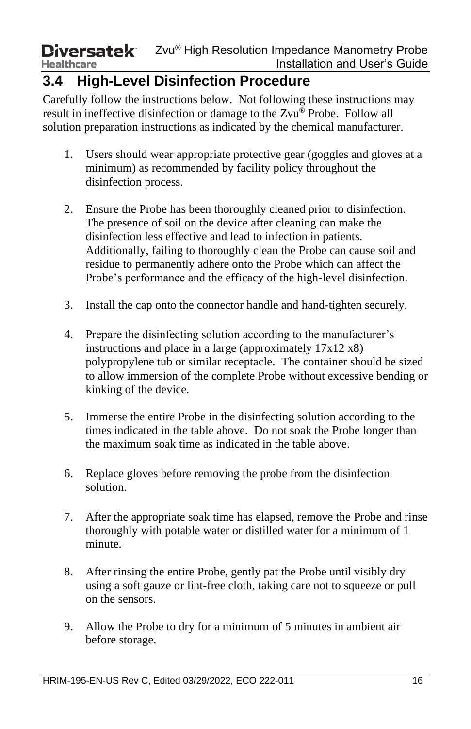## 3.4 High-Level Disinfection Procedure

Carefully follow the instructions below. Not following these instructions may result in ineffective disinfection or damage to the Zvu® Probe. Follow all solution preparation instructions as indicated by the chemical manufacturer.

1. Users should wear appropriate protective gear (goggles and gloves at a minimum) as recommended by facility policy throughout the disinfection process.

2. Ensure the Probe has been thoroughly cleaned prior to disinfection. The presence of soil on the device after cleaning can make the disinfection less effective and lead to infection in patients. Additionally, failing to thoroughly clean the Probe can cause soil and residue to permanently adhere onto the Probe which can affect the Probe's performance and the efficacy of the high-level disinfection.

3. Install the cap onto the connector handle and hand-tighten securely.

4. Prepare the disinfecting solution according to the manufacturer's instructions and place in a large (approximately 17x12 x8) polypropylene tub or similar receptacle. The container should be sized to allow immersion of the complete Probe without excessive bending or kinking of the device.

5. Immerse the entire Probe in the disinfecting solution according to the times indicated in the table above. Do not soak the Probe longer than the maximum soak time as indicated in the table above.

6. Replace gloves before removing the probe from the disinfection solution.

7. After the appropriate soak time has elapsed, remove the Probe and rinse thoroughly with potable water or distilled water for a minimum of 1 minute.

8. After rinsing the entire Probe, gently pat the Probe until visibly dry using a soft gauze or lint-free cloth, taking care not to squeeze or pull on the sensors.

9. Allow the Probe to dry for a minimum of 5 minutes in ambient air before storage.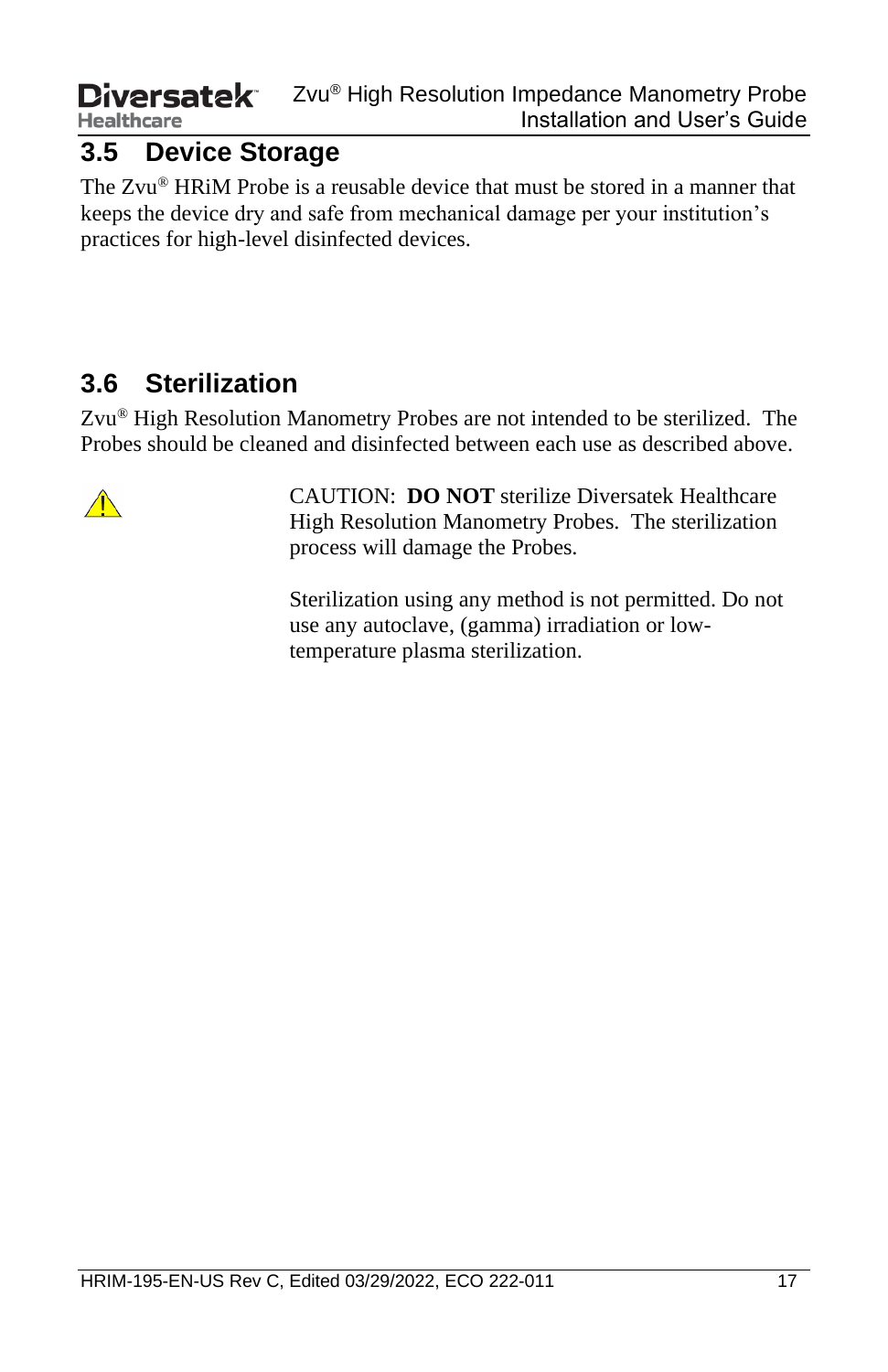## 3.5 Device Storage

The Zvu® HRiM Probe is a reusable device that must be stored in a manner that keeps the device dry and safe from mechanical damage per your institution's practices for high-level disinfected devices.

## 3.6 Sterilization

Zvu® High Resolution Manometry Probes are not intended to be sterilized. The Probes should be cleaned and disinfected between each use as described above.

⚠ CAUTION: **DO NOT** sterilize Diversatek Healthcare High Resolution Manometry Probes. The sterilization process will damage the Probes.

Sterilization using any method is not permitted. Do not use any autoclave, (gamma) irradiation or low-temperature plasma sterilization.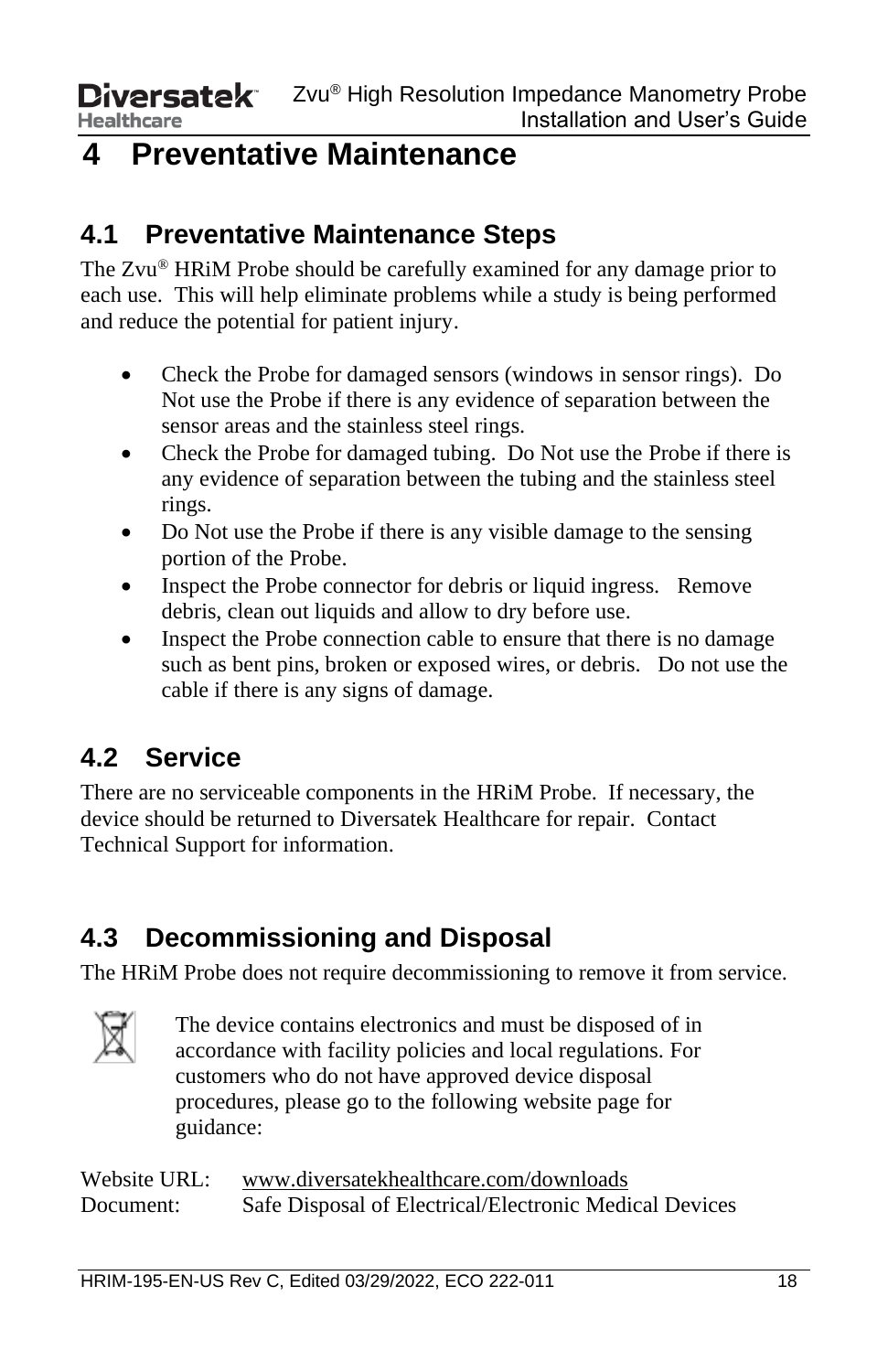# 4 Preventative Maintenance

## 4.1 Preventative Maintenance Steps

The Zvu® HRiM Probe should be carefully examined for any damage prior to each use. This will help eliminate problems while a study is being performed and reduce the potential for patient injury.

- Check the Probe for damaged sensors (windows in sensor rings). Do Not use the Probe if there is any evidence of separation between the sensor areas and the stainless steel rings.
- Check the Probe for damaged tubing. Do Not use the Probe if there is any evidence of separation between the tubing and the stainless steel rings.
- Do Not use the Probe if there is any visible damage to the sensing portion of the Probe.
- Inspect the Probe connector for debris or liquid ingress. Remove debris, clean out liquids and allow to dry before use.
- Inspect the Probe connection cable to ensure that there is no damage such as bent pins, broken or exposed wires, or debris. Do not use the cable if there is any signs of damage.

## 4.2 Service

There are no serviceable components in the HRiM Probe. If necessary, the device should be returned to Diversatek Healthcare for repair. Contact Technical Support for information.

## 4.3 Decommissioning and Disposal

The HRiM Probe does not require decommissioning to remove it from service.

The device contains electronics and must be disposed of in accordance with facility policies and local regulations. For customers who do not have approved device disposal procedures, please go to the following website page for guidance:

Website URL: www.diversatekhealthcare.com/downloads
Document: Safe Disposal of Electrical/Electronic Medical Devices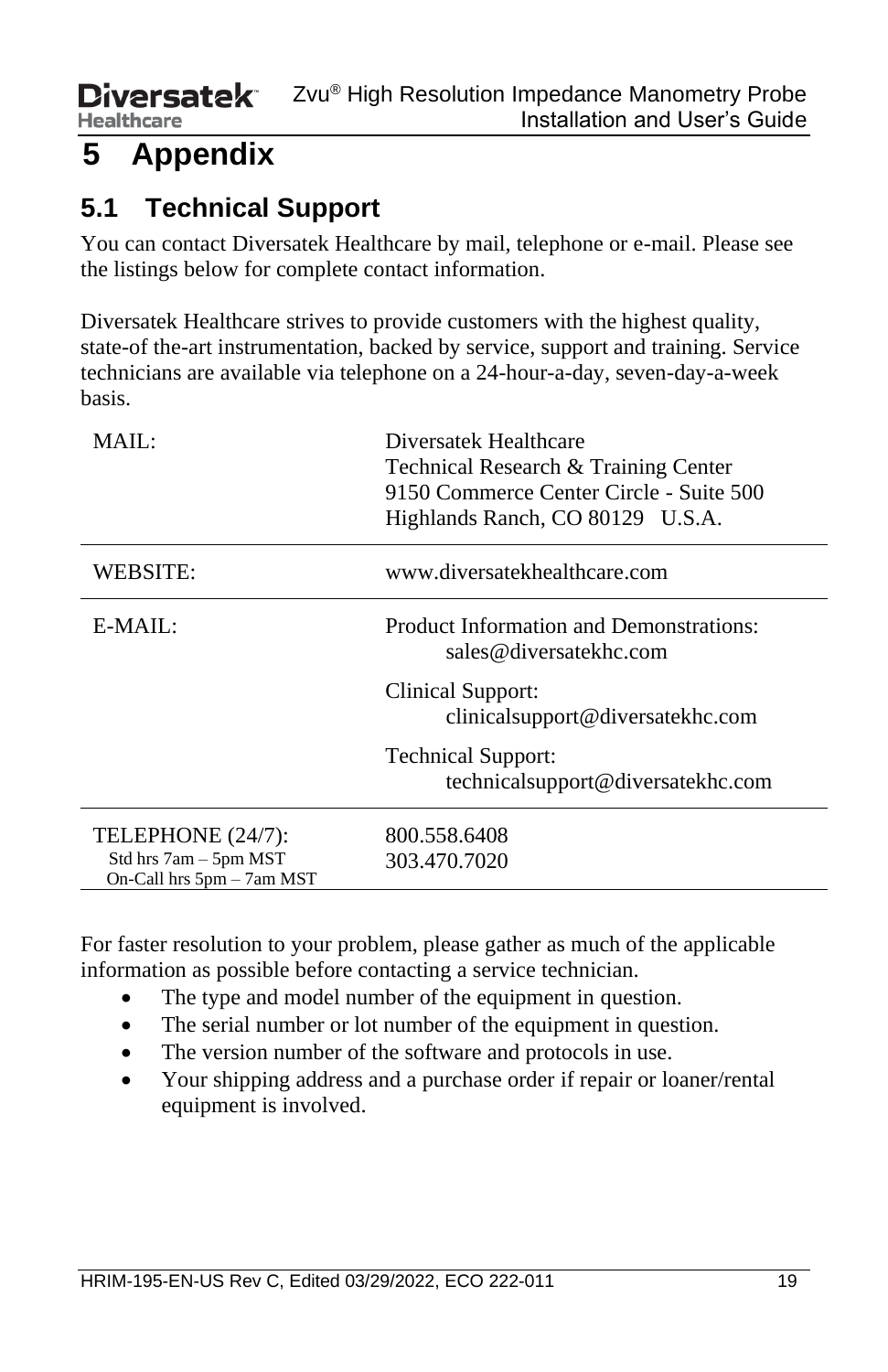# 5 Appendix

## 5.1 Technical Support

You can contact Diversatek Healthcare by mail, telephone or e-mail. Please see the listings below for complete contact information.

Diversatek Healthcare strives to provide customers with the highest quality, state-of the-art instrumentation, backed by service, support and training. Service technicians are available via telephone on a 24-hour-a-day, seven-day-a-week basis.

| | |
|---|---|
| MAIL: | Diversatek Healthcare<br>Technical Research & Training Center<br>9150 Commerce Center Circle - Suite 500<br>Highlands Ranch, CO 80129 U.S.A. |
| WEBSITE: | www.diversatekhealthcare.com |
| E-MAIL: | Product Information and Demonstrations:<br>sales@diversatekhc.com<br><br>Clinical Support:<br>clinicalsupport@diversatekhc.com<br><br>Technical Support:<br>technicalsupport@diversatekhc.com |
| TELEPHONE (24/7):<br>Std hrs 7am – 5pm MST<br>On-Call hrs 5pm – 7am MST | 800.558.6408<br>303.470.7020 |

For faster resolution to your problem, please gather as much of the applicable information as possible before contacting a service technician.

- The type and model number of the equipment in question.
- The serial number or lot number of the equipment in question.
- The version number of the software and protocols in use.
- Your shipping address and a purchase order if repair or loaner/rental equipment is involved.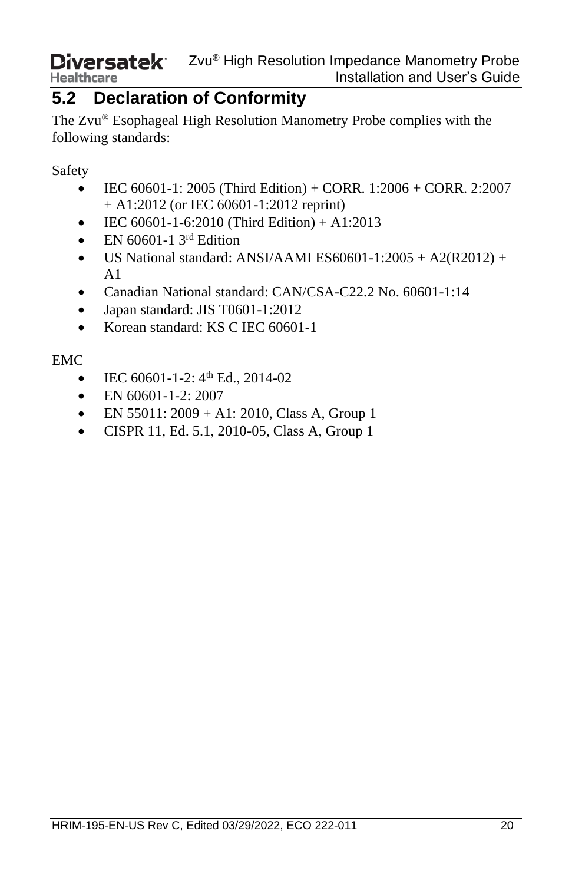## 5.2 Declaration of Conformity

The Zvu® Esophageal High Resolution Manometry Probe complies with the following standards:

Safety

- IEC 60601-1: 2005 (Third Edition) + CORR. 1:2006 + CORR. 2:2007 + A1:2012 (or IEC 60601-1:2012 reprint)
- IEC 60601-1-6:2010 (Third Edition) + A1:2013
- EN 60601-1 3rd Edition
- US National standard: ANSI/AAMI ES60601-1:2005 + A2(R2012) + A1
- Canadian National standard: CAN/CSA-C22.2 No. 60601-1:14
- Japan standard: JIS T0601-1:2012
- Korean standard: KS C IEC 60601-1

EMC

- IEC 60601-1-2: 4th Ed., 2014-02
- EN 60601-1-2: 2007
- EN 55011: 2009 + A1: 2010, Class A, Group 1
- CISPR 11, Ed. 5.1, 2010-05, Class A, Group 1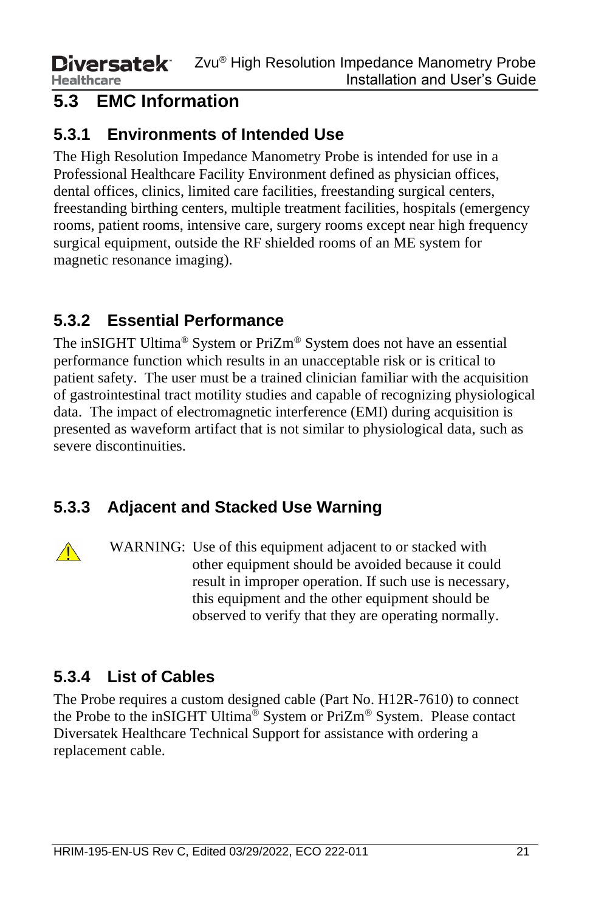## 5.3 EMC Information

### 5.3.1 Environments of Intended Use

The High Resolution Impedance Manometry Probe is intended for use in a Professional Healthcare Facility Environment defined as physician offices, dental offices, clinics, limited care facilities, freestanding surgical centers, freestanding birthing centers, multiple treatment facilities, hospitals (emergency rooms, patient rooms, intensive care, surgery rooms except near high frequency surgical equipment, outside the RF shielded rooms of an ME system for magnetic resonance imaging).

### 5.3.2 Essential Performance

The inSIGHT Ultima® System or PriZm® System does not have an essential performance function which results in an unacceptable risk or is critical to patient safety. The user must be a trained clinician familiar with the acquisition of gastrointestinal tract motility studies and capable of recognizing physiological data. The impact of electromagnetic interference (EMI) during acquisition is presented as waveform artifact that is not similar to physiological data, such as severe discontinuities.

### 5.3.3 Adjacent and Stacked Use Warning

⚠ WARNING: Use of this equipment adjacent to or stacked with other equipment should be avoided because it could result in improper operation. If such use is necessary, this equipment and the other equipment should be observed to verify that they are operating normally.

### 5.3.4 List of Cables

The Probe requires a custom designed cable (Part No. H12R-7610) to connect the Probe to the inSIGHT Ultima® System or PriZm® System. Please contact Diversatek Healthcare Technical Support for assistance with ordering a replacement cable.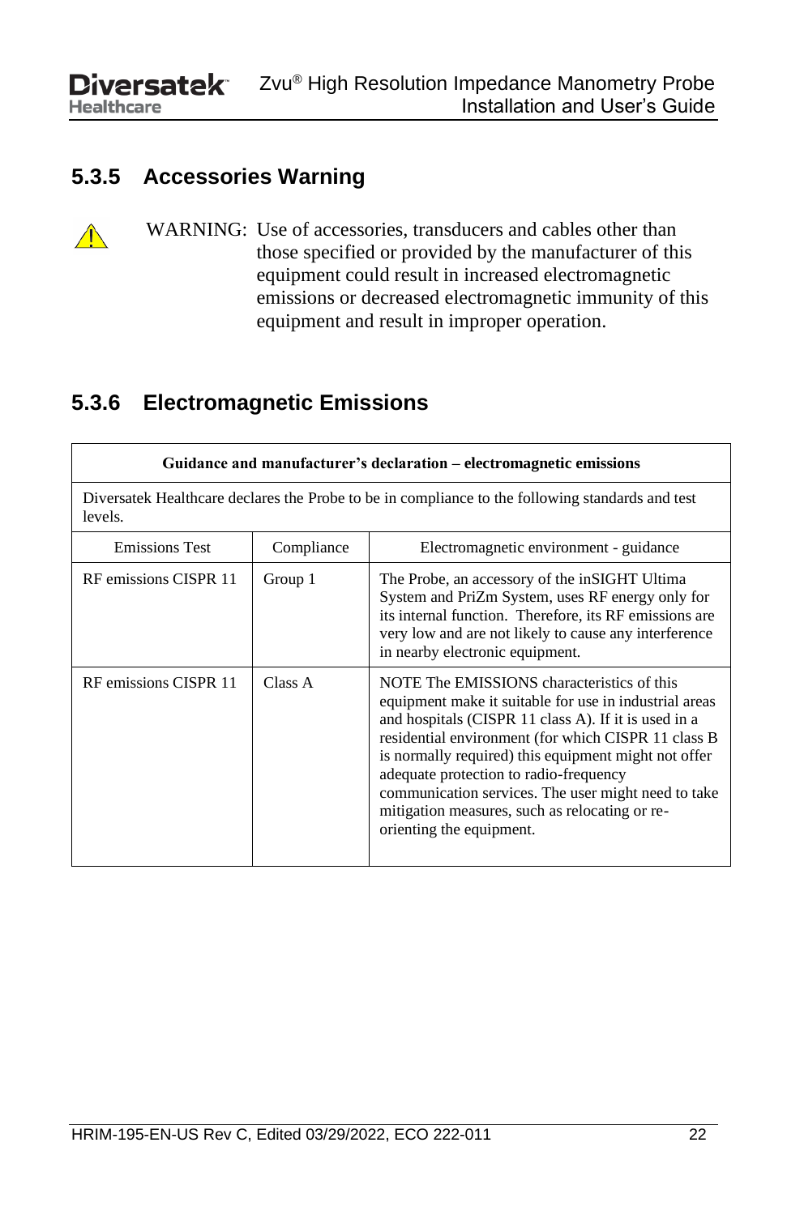### 5.3.5 Accessories Warning

⚠ WARNING: Use of accessories, transducers and cables other than those specified or provided by the manufacturer of this equipment could result in increased electromagnetic emissions or decreased electromagnetic immunity of this equipment and result in improper operation.

### 5.3.6 Electromagnetic Emissions

| **Guidance and manufacturer's declaration – electromagnetic emissions** | | |
|---|---|---|
| Diversatek Healthcare declares the Probe to be in compliance to the following standards and test levels. | | |
| Emissions Test | Compliance | Electromagnetic environment - guidance |
| RF emissions CISPR 11 | Group 1 | The Probe, an accessory of the inSIGHT Ultima System and PriZm System, uses RF energy only for its internal function. Therefore, its RF emissions are very low and are not likely to cause any interference in nearby electronic equipment. |
| RF emissions CISPR 11 | Class A | NOTE The EMISSIONS characteristics of this equipment make it suitable for use in industrial areas and hospitals (CISPR 11 class A). If it is used in a residential environment (for which CISPR 11 class B is normally required) this equipment might not offer adequate protection to radio-frequency communication services. The user might need to take mitigation measures, such as relocating or re-orienting the equipment. |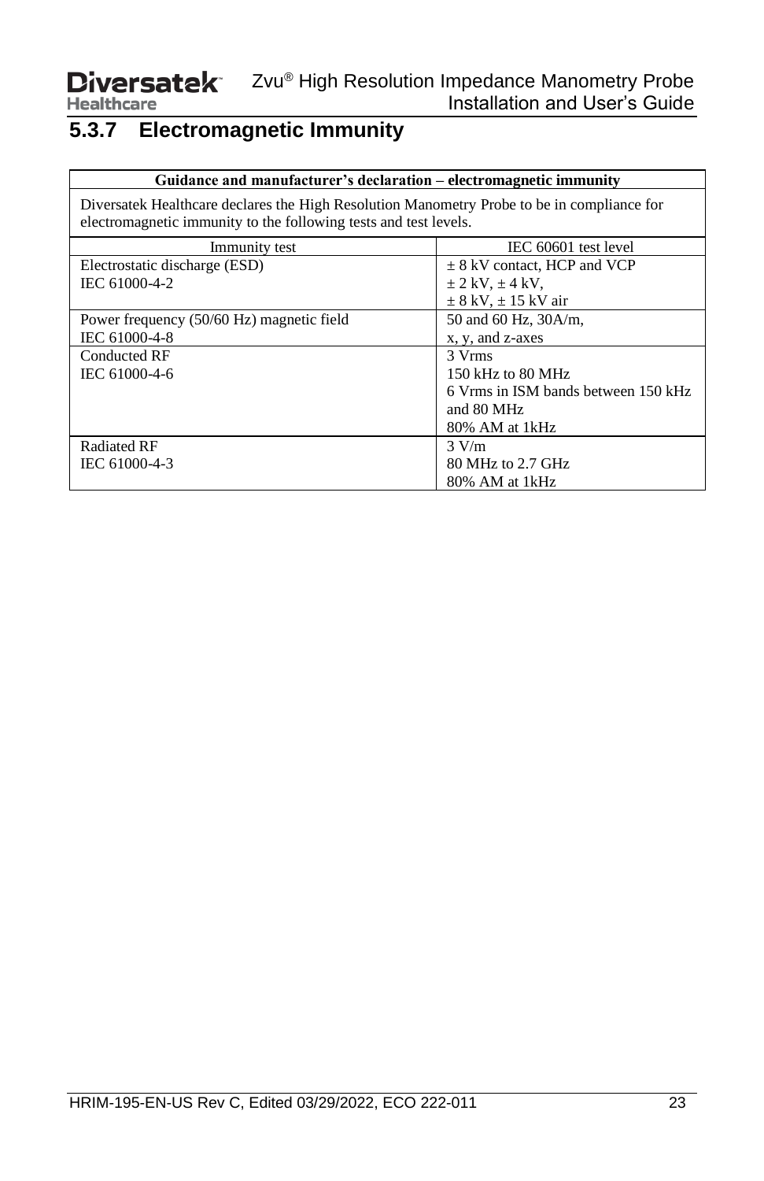### 5.3.7 Electromagnetic Immunity

| Guidance and manufacturer's declaration – electromagnetic immunity | |
|---|---|
| Diversatek Healthcare declares the High Resolution Manometry Probe to be in compliance for electromagnetic immunity to the following tests and test levels. | |
| Immunity test | IEC 60601 test level |
| Electrostatic discharge (ESD)<br>IEC 61000-4-2 | ± 8 kV contact, HCP and VCP<br>± 2 kV, ± 4 kV,<br>± 8 kV, ± 15 kV air |
| Power frequency (50/60 Hz) magnetic field<br>IEC 61000-4-8 | 50 and 60 Hz, 30A/m,<br>x, y, and z-axes |
| Conducted RF<br>IEC 61000-4-6 | 3 Vrms<br>150 kHz to 80 MHz<br>6 Vrms in ISM bands between 150 kHz and 80 MHz<br>80% AM at 1kHz |
| Radiated RF<br>IEC 61000-4-3 | 3 V/m<br>80 MHz to 2.7 GHz<br>80% AM at 1kHz |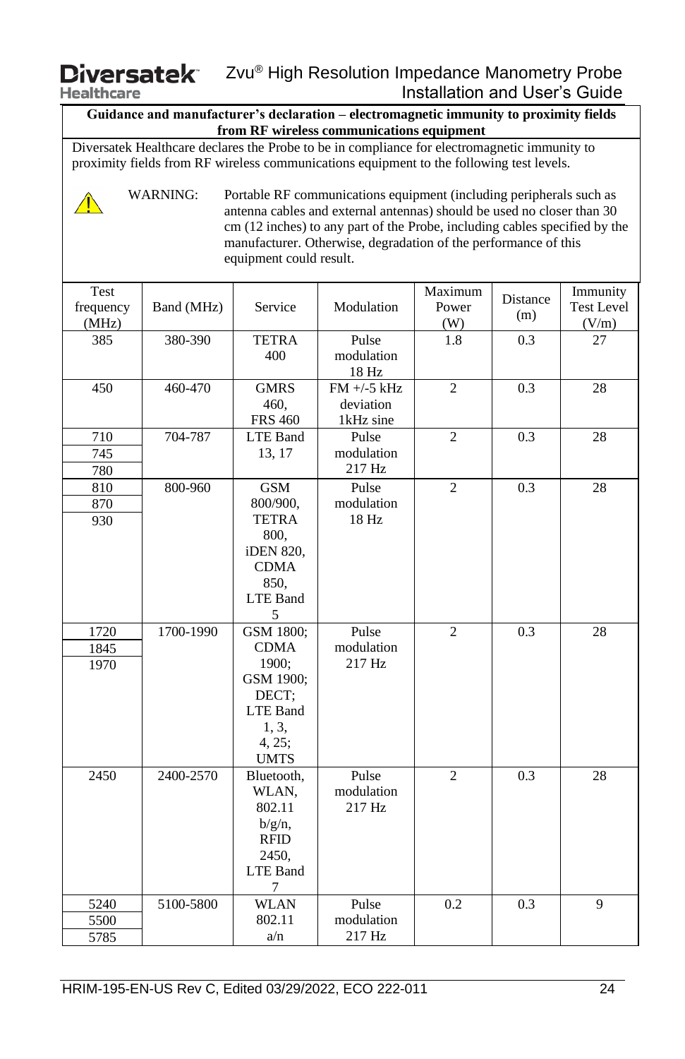**Guidance and manufacturer's declaration – electromagnetic immunity to proximity fields from RF wireless communications equipment**

Diversatek Healthcare declares the Probe to be in compliance for electromagnetic immunity to proximity fields from RF wireless communications equipment to the following test levels.

⚠ WARNING: Portable RF communications equipment (including peripherals such as antenna cables and external antennas) should be used no closer than 30 cm (12 inches) to any part of the Probe, including cables specified by the manufacturer. Otherwise, degradation of the performance of this equipment could result.

| Test frequency (MHz) | Band (MHz) | Service | Modulation | Maximum Power (W) | Distance (m) | Immunity Test Level (V/m) |
|---|---|---|---|---|---|---|
| 385 | 380-390 | TETRA 400 | Pulse modulation 18 Hz | 1.8 | 0.3 | 27 |
| 450 | 460-470 | GMRS 460, FRS 460 | FM +/-5 kHz deviation 1kHz sine | 2 | 0.3 | 28 |
| 710<br>745<br>780 | 704-787 | LTE Band 13, 17 | Pulse modulation 217 Hz | 2 | 0.3 | 28 |
| 810<br>870<br>930 | 800-960 | GSM 800/900, TETRA 800, iDEN 820, CDMA 850, LTE Band 5 | Pulse modulation 18 Hz | 2 | 0.3 | 28 |
| 1720<br>1845<br>1970 | 1700-1990 | GSM 1800; CDMA 1900; GSM 1900; DECT; LTE Band 1, 3, 4, 25; UMTS | Pulse modulation 217 Hz | 2 | 0.3 | 28 |
| 2450 | 2400-2570 | Bluetooth, WLAN, 802.11 b/g/n, RFID 2450, LTE Band 7 | Pulse modulation 217 Hz | 2 | 0.3 | 28 |
| 5240<br>5500<br>5785 | 5100-5800 | WLAN 802.11 a/n | Pulse modulation 217 Hz | 0.2 | 0.3 | 9 |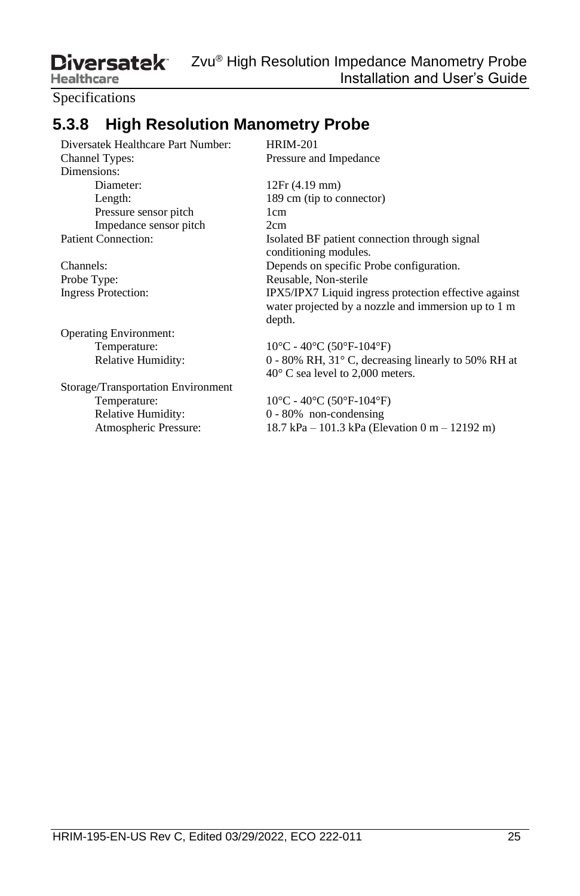Specifications

### 5.3.8 High Resolution Manometry Probe

| | |
|---|---|
| Diversatek Healthcare Part Number: | HRIM-201 |
| Channel Types: | Pressure and Impedance |
| Dimensions: | |
| Diameter: | 12Fr (4.19 mm) |
| Length: | 189 cm (tip to connector) |
| Pressure sensor pitch | 1cm |
| Impedance sensor pitch | 2cm |
| Patient Connection: | Isolated BF patient connection through signal conditioning modules. |
| Channels: | Depends on specific Probe configuration. |
| Probe Type: | Reusable, Non-sterile |
| Ingress Protection: | IPX5/IPX7 Liquid ingress protection effective against water projected by a nozzle and immersion up to 1 m depth. |
| Operating Environment: | |
| Temperature: | 10°C - 40°C (50°F-104°F) |
| Relative Humidity: | 0 - 80% RH, 31° C, decreasing linearly to 50% RH at 40° C sea level to 2,000 meters. |
| Storage/Transportation Environment | |
| Temperature: | 10°C - 40°C (50°F-104°F) |
| Relative Humidity: | 0 - 80% non-condensing |
| Atmospheric Pressure: | 18.7 kPa – 101.3 kPa (Elevation 0 m – 12192 m) |